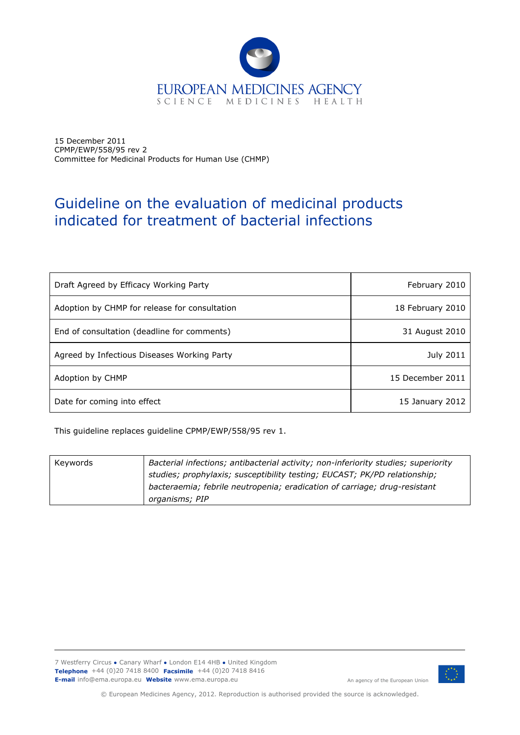EUROPEAN MEDICINES AGENCY
SCIENCE MEDICINES HEALTH

15 December 2011
CPMP/EWP/558/95 rev 2
Committee for Medicinal Products for Human Use (CHMP)

# Guideline on the evaluation of medicinal products indicated for treatment of bacterial infections

| | |
|---|---|
| Draft Agreed by Efficacy Working Party | February 2010 |
| Adoption by CHMP for release for consultation | 18 February 2010 |
| End of consultation (deadline for comments) | 31 August 2010 |
| Agreed by Infectious Diseases Working Party | July 2011 |
| Adoption by CHMP | 15 December 2011 |
| Date for coming into effect | 15 January 2012 |

This guideline replaces guideline CPMP/EWP/558/95 rev 1.

| | |
|---|---|
| Keywords | *Bacterial infections; antibacterial activity; non-inferiority studies; superiority studies; prophylaxis; susceptibility testing; EUCAST; PK/PD relationship; bacteraemia; febrile neutropenia; eradication of carriage; drug-resistant organisms; PIP* |

7 Westferry Circus ● Canary Wharf ● London E14 4HB ● United Kingdom
**Telephone** +44 (0)20 7418 8400 **Facsimile** +44 (0)20 7418 8416
**E-mail** info@ema.europa.eu **Website** www.ema.europa.eu

An agency of the European Union

© European Medicines Agency, 2012. Reproduction is authorised provided the source is acknowledged.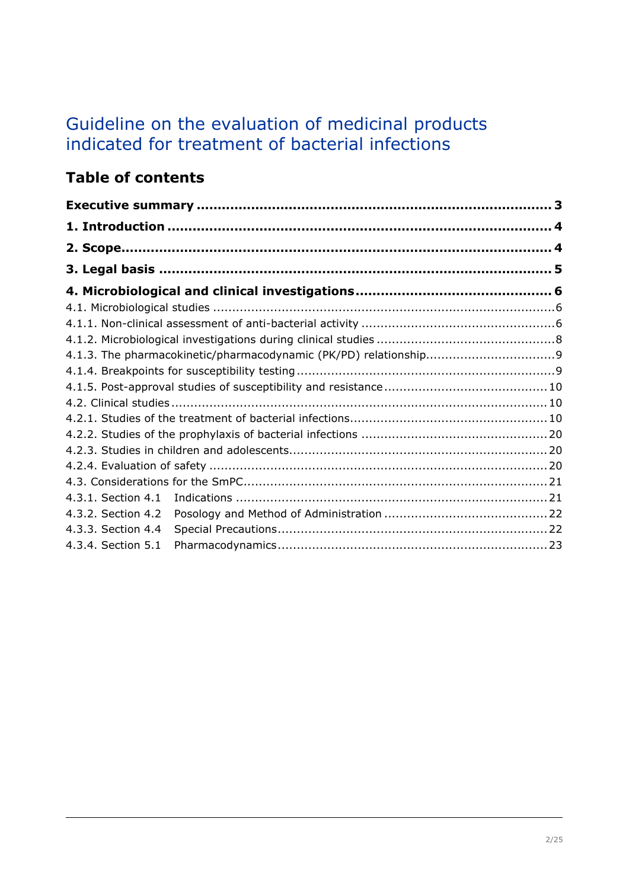# Guideline on the evaluation of medicinal products indicated for treatment of bacterial infections

## Table of contents

**Executive summary ........................................................................ 3**

**1. Introduction .............................................................................. 4**

**2. Scope........................................................................................ 4**

**3. Legal basis ................................................................................ 5**

**4. Microbiological and clinical investigations .................................. 6**

4.1. Microbiological studies ........................................................................ 6

4.1.1. Non-clinical assessment of anti-bacterial activity .................................. 6

4.1.2. Microbiological investigations during clinical studies .............................. 8

4.1.3. The pharmacokinetic/pharmacodynamic (PK/PD) relationship.................. 9

4.1.4. Breakpoints for susceptibility testing .................................................... 9

4.1.5. Post-approval studies of susceptibility and resistance ........................... 10

4.2. Clinical studies ................................................................................. 10

4.2.1. Studies of the treatment of bacterial infections..................................... 10

4.2.2. Studies of the prophylaxis of bacterial infections .................................. 20

4.2.3. Studies in children and adolescents..................................................... 20

4.2.4. Evaluation of safety .......................................................................... 20

4.3. Considerations for the SmPC.............................................................. 21

4.3.1. Section 4.1 Indications ..................................................................... 21

4.3.2. Section 4.2 Posology and Method of Administration .............................. 22

4.3.3. Section 4.4 Special Precautions........................................................... 22

4.3.4. Section 5.1 Pharmacodynamics.......................................................... 23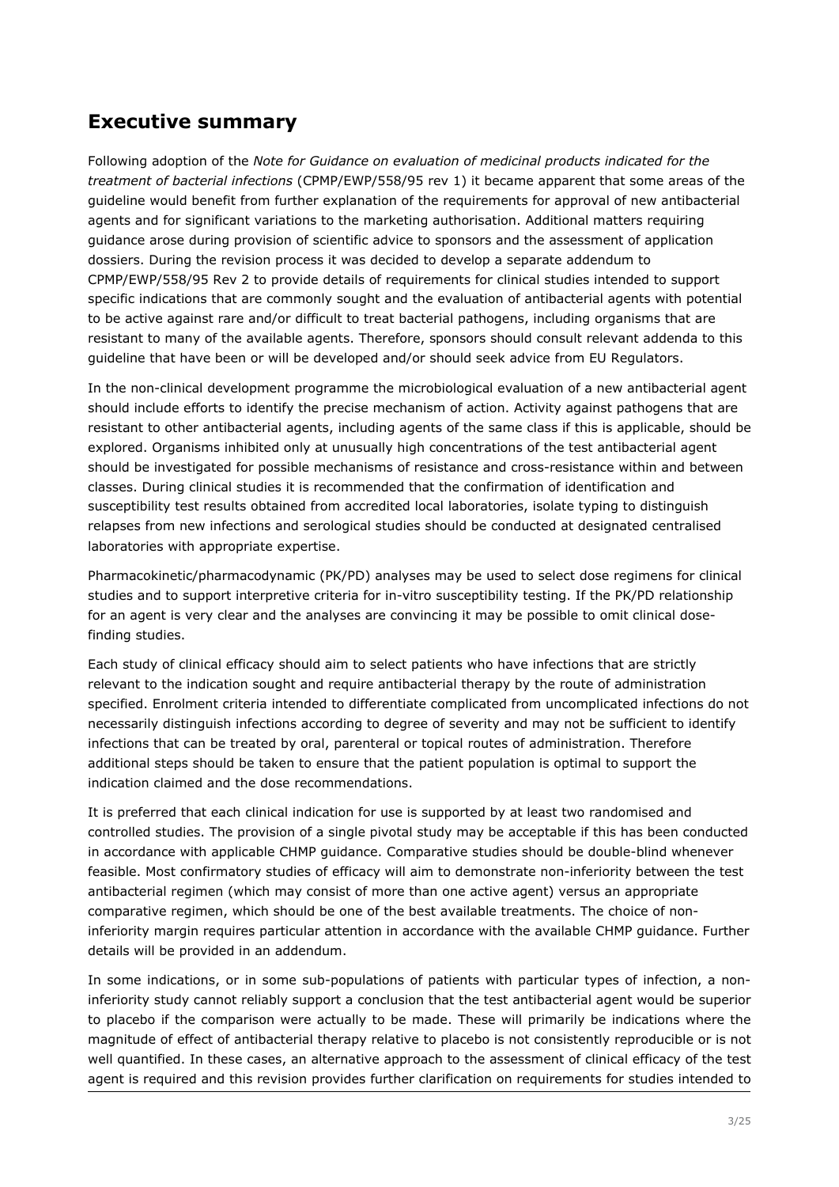## Executive summary

Following adoption of the *Note for Guidance on evaluation of medicinal products indicated for the treatment of bacterial infections* (CPMP/EWP/558/95 rev 1) it became apparent that some areas of the guideline would benefit from further explanation of the requirements for approval of new antibacterial agents and for significant variations to the marketing authorisation. Additional matters requiring guidance arose during provision of scientific advice to sponsors and the assessment of application dossiers. During the revision process it was decided to develop a separate addendum to CPMP/EWP/558/95 Rev 2 to provide details of requirements for clinical studies intended to support specific indications that are commonly sought and the evaluation of antibacterial agents with potential to be active against rare and/or difficult to treat bacterial pathogens, including organisms that are resistant to many of the available agents. Therefore, sponsors should consult relevant addenda to this guideline that have been or will be developed and/or should seek advice from EU Regulators.

In the non-clinical development programme the microbiological evaluation of a new antibacterial agent should include efforts to identify the precise mechanism of action. Activity against pathogens that are resistant to other antibacterial agents, including agents of the same class if this is applicable, should be explored. Organisms inhibited only at unusually high concentrations of the test antibacterial agent should be investigated for possible mechanisms of resistance and cross-resistance within and between classes. During clinical studies it is recommended that the confirmation of identification and susceptibility test results obtained from accredited local laboratories, isolate typing to distinguish relapses from new infections and serological studies should be conducted at designated centralised laboratories with appropriate expertise.

Pharmacokinetic/pharmacodynamic (PK/PD) analyses may be used to select dose regimens for clinical studies and to support interpretive criteria for in-vitro susceptibility testing. If the PK/PD relationship for an agent is very clear and the analyses are convincing it may be possible to omit clinical dose-finding studies.

Each study of clinical efficacy should aim to select patients who have infections that are strictly relevant to the indication sought and require antibacterial therapy by the route of administration specified. Enrolment criteria intended to differentiate complicated from uncomplicated infections do not necessarily distinguish infections according to degree of severity and may not be sufficient to identify infections that can be treated by oral, parenteral or topical routes of administration. Therefore additional steps should be taken to ensure that the patient population is optimal to support the indication claimed and the dose recommendations.

It is preferred that each clinical indication for use is supported by at least two randomised and controlled studies. The provision of a single pivotal study may be acceptable if this has been conducted in accordance with applicable CHMP guidance. Comparative studies should be double-blind whenever feasible. Most confirmatory studies of efficacy will aim to demonstrate non-inferiority between the test antibacterial regimen (which may consist of more than one active agent) versus an appropriate comparative regimen, which should be one of the best available treatments. The choice of non-inferiority margin requires particular attention in accordance with the available CHMP guidance. Further details will be provided in an addendum.

In some indications, or in some sub-populations of patients with particular types of infection, a non-inferiority study cannot reliably support a conclusion that the test antibacterial agent would be superior to placebo if the comparison were actually to be made. These will primarily be indications where the magnitude of effect of antibacterial therapy relative to placebo is not consistently reproducible or is not well quantified. In these cases, an alternative approach to the assessment of clinical efficacy of the test agent is required and this revision provides further clarification on requirements for studies intended to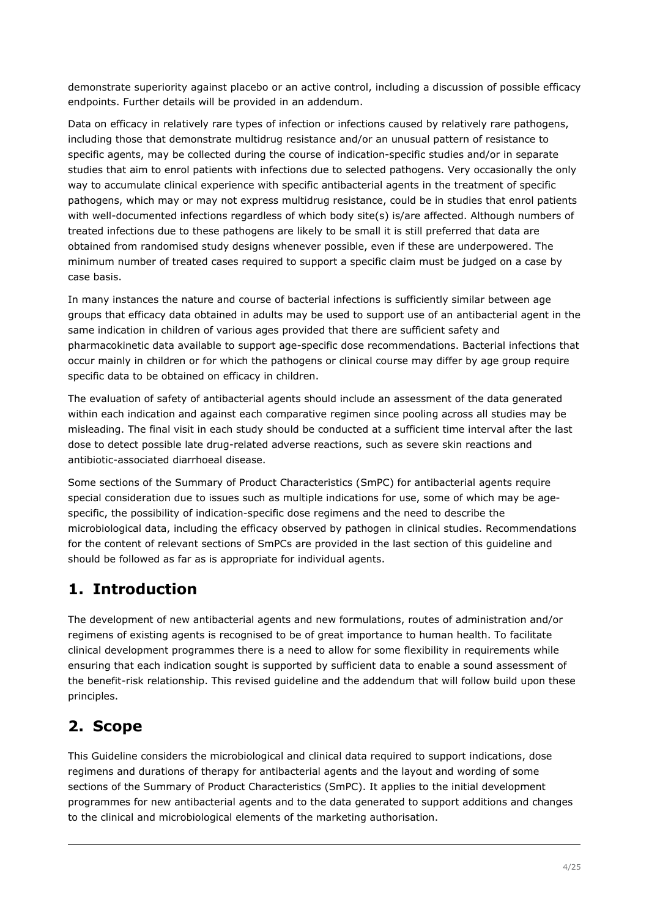demonstrate superiority against placebo or an active control, including a discussion of possible efficacy endpoints. Further details will be provided in an addendum.

Data on efficacy in relatively rare types of infection or infections caused by relatively rare pathogens, including those that demonstrate multidrug resistance and/or an unusual pattern of resistance to specific agents, may be collected during the course of indication-specific studies and/or in separate studies that aim to enrol patients with infections due to selected pathogens. Very occasionally the only way to accumulate clinical experience with specific antibacterial agents in the treatment of specific pathogens, which may or may not express multidrug resistance, could be in studies that enrol patients with well-documented infections regardless of which body site(s) is/are affected. Although numbers of treated infections due to these pathogens are likely to be small it is still preferred that data are obtained from randomised study designs whenever possible, even if these are underpowered. The minimum number of treated cases required to support a specific claim must be judged on a case by case basis.

In many instances the nature and course of bacterial infections is sufficiently similar between age groups that efficacy data obtained in adults may be used to support use of an antibacterial agent in the same indication in children of various ages provided that there are sufficient safety and pharmacokinetic data available to support age-specific dose recommendations. Bacterial infections that occur mainly in children or for which the pathogens or clinical course may differ by age group require specific data to be obtained on efficacy in children.

The evaluation of safety of antibacterial agents should include an assessment of the data generated within each indication and against each comparative regimen since pooling across all studies may be misleading. The final visit in each study should be conducted at a sufficient time interval after the last dose to detect possible late drug-related adverse reactions, such as severe skin reactions and antibiotic-associated diarrhoeal disease.

Some sections of the Summary of Product Characteristics (SmPC) for antibacterial agents require special consideration due to issues such as multiple indications for use, some of which may be age-specific, the possibility of indication-specific dose regimens and the need to describe the microbiological data, including the efficacy observed by pathogen in clinical studies. Recommendations for the content of relevant sections of SmPCs are provided in the last section of this guideline and should be followed as far as is appropriate for individual agents.

# 1. Introduction

The development of new antibacterial agents and new formulations, routes of administration and/or regimens of existing agents is recognised to be of great importance to human health. To facilitate clinical development programmes there is a need to allow for some flexibility in requirements while ensuring that each indication sought is supported by sufficient data to enable a sound assessment of the benefit-risk relationship. This revised guideline and the addendum that will follow build upon these principles.

# 2. Scope

This Guideline considers the microbiological and clinical data required to support indications, dose regimens and durations of therapy for antibacterial agents and the layout and wording of some sections of the Summary of Product Characteristics (SmPC). It applies to the initial development programmes for new antibacterial agents and to the data generated to support additions and changes to the clinical and microbiological elements of the marketing authorisation.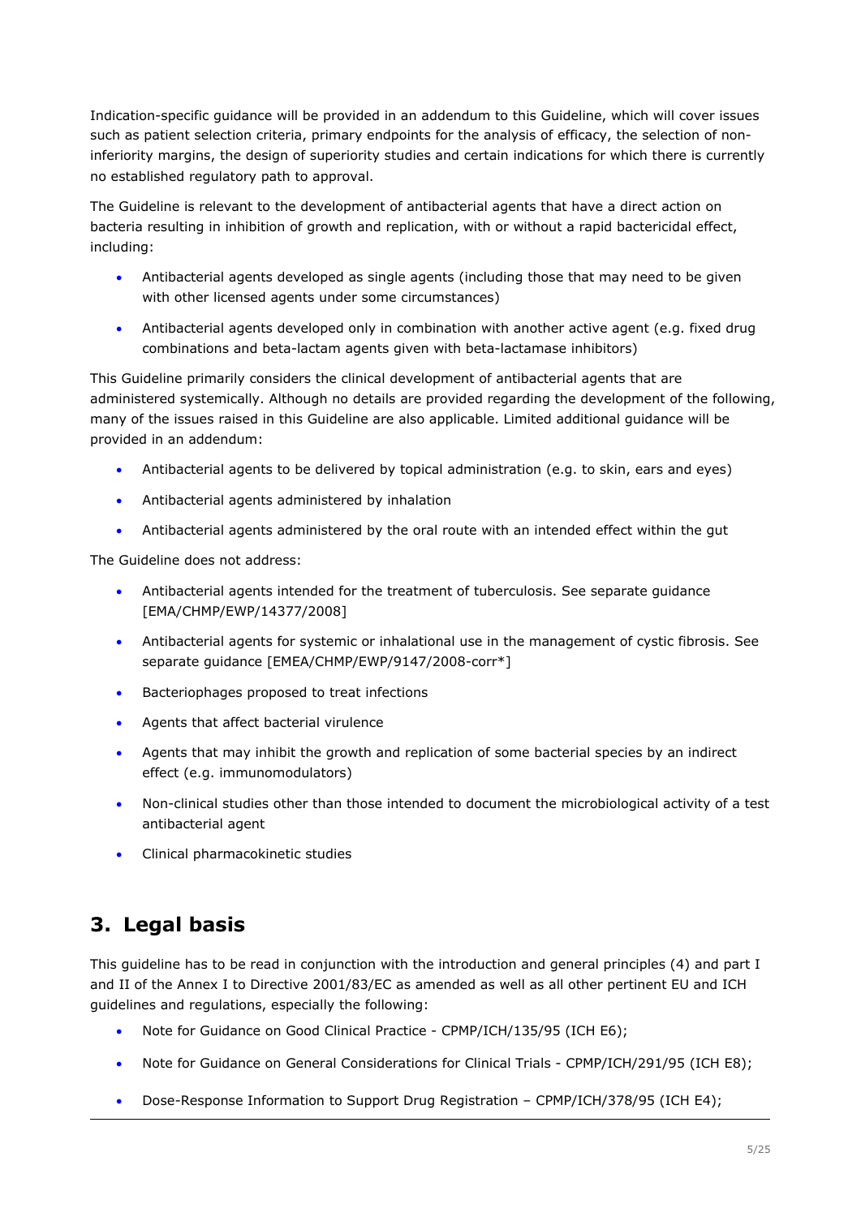Indication-specific guidance will be provided in an addendum to this Guideline, which will cover issues such as patient selection criteria, primary endpoints for the analysis of efficacy, the selection of non-inferiority margins, the design of superiority studies and certain indications for which there is currently no established regulatory path to approval.

The Guideline is relevant to the development of antibacterial agents that have a direct action on bacteria resulting in inhibition of growth and replication, with or without a rapid bactericidal effect, including:

- Antibacterial agents developed as single agents (including those that may need to be given with other licensed agents under some circumstances)
- Antibacterial agents developed only in combination with another active agent (e.g. fixed drug combinations and beta-lactam agents given with beta-lactamase inhibitors)

This Guideline primarily considers the clinical development of antibacterial agents that are administered systemically. Although no details are provided regarding the development of the following, many of the issues raised in this Guideline are also applicable. Limited additional guidance will be provided in an addendum:

- Antibacterial agents to be delivered by topical administration (e.g. to skin, ears and eyes)
- Antibacterial agents administered by inhalation
- Antibacterial agents administered by the oral route with an intended effect within the gut

The Guideline does not address:

- Antibacterial agents intended for the treatment of tuberculosis. See separate guidance [EMA/CHMP/EWP/14377/2008]
- Antibacterial agents for systemic or inhalational use in the management of cystic fibrosis. See separate guidance [EMEA/CHMP/EWP/9147/2008-corr*]
- Bacteriophages proposed to treat infections
- Agents that affect bacterial virulence
- Agents that may inhibit the growth and replication of some bacterial species by an indirect effect (e.g. immunomodulators)
- Non-clinical studies other than those intended to document the microbiological activity of a test antibacterial agent
- Clinical pharmacokinetic studies

## 3. Legal basis

This guideline has to be read in conjunction with the introduction and general principles (4) and part I and II of the Annex I to Directive 2001/83/EC as amended as well as all other pertinent EU and ICH guidelines and regulations, especially the following:

- Note for Guidance on Good Clinical Practice - CPMP/ICH/135/95 (ICH E6);
- Note for Guidance on General Considerations for Clinical Trials - CPMP/ICH/291/95 (ICH E8);
- Dose-Response Information to Support Drug Registration – CPMP/ICH/378/95 (ICH E4);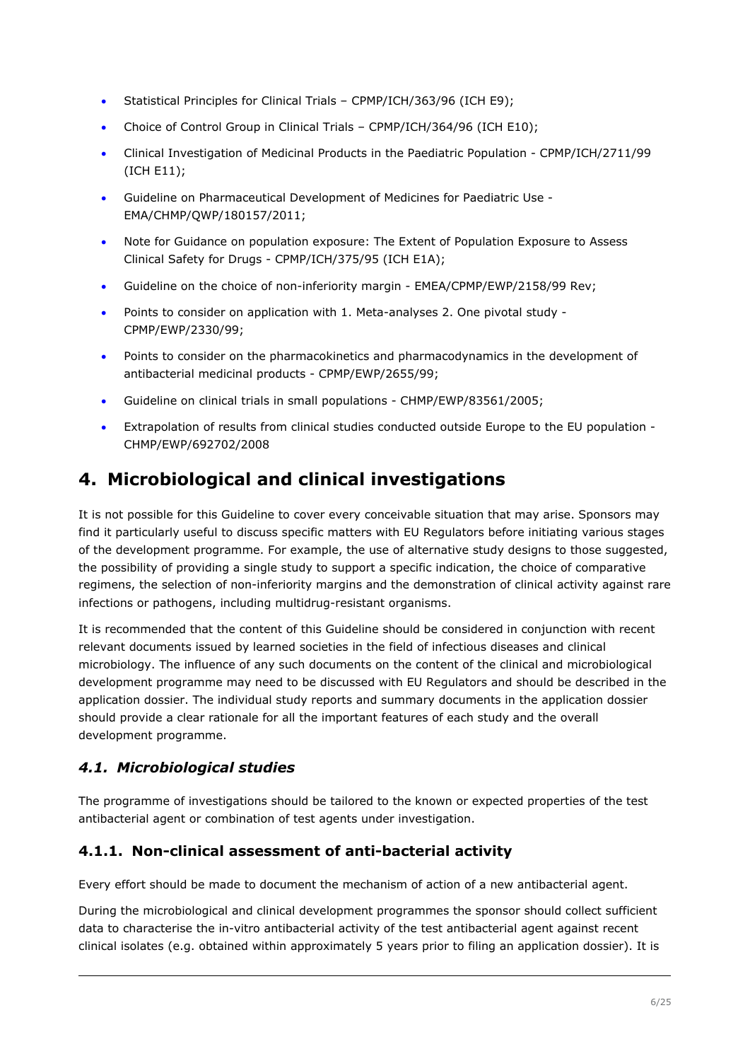- Statistical Principles for Clinical Trials – CPMP/ICH/363/96 (ICH E9);
- Choice of Control Group in Clinical Trials – CPMP/ICH/364/96 (ICH E10);
- Clinical Investigation of Medicinal Products in the Paediatric Population - CPMP/ICH/2711/99 (ICH E11);
- Guideline on Pharmaceutical Development of Medicines for Paediatric Use - EMA/CHMP/QWP/180157/2011;
- Note for Guidance on population exposure: The Extent of Population Exposure to Assess Clinical Safety for Drugs - CPMP/ICH/375/95 (ICH E1A);
- Guideline on the choice of non-inferiority margin - EMEA/CPMP/EWP/2158/99 Rev;
- Points to consider on application with 1. Meta-analyses 2. One pivotal study - CPMP/EWP/2330/99;
- Points to consider on the pharmacokinetics and pharmacodynamics in the development of antibacterial medicinal products - CPMP/EWP/2655/99;
- Guideline on clinical trials in small populations - CHMP/EWP/83561/2005;
- Extrapolation of results from clinical studies conducted outside Europe to the EU population - CHMP/EWP/692702/2008

# 4. Microbiological and clinical investigations

It is not possible for this Guideline to cover every conceivable situation that may arise. Sponsors may find it particularly useful to discuss specific matters with EU Regulators before initiating various stages of the development programme. For example, the use of alternative study designs to those suggested, the possibility of providing a single study to support a specific indication, the choice of comparative regimens, the selection of non-inferiority margins and the demonstration of clinical activity against rare infections or pathogens, including multidrug-resistant organisms.

It is recommended that the content of this Guideline should be considered in conjunction with recent relevant documents issued by learned societies in the field of infectious diseases and clinical microbiology. The influence of any such documents on the content of the clinical and microbiological development programme may need to be discussed with EU Regulators and should be described in the application dossier. The individual study reports and summary documents in the application dossier should provide a clear rationale for all the important features of each study and the overall development programme.

## *4.1. Microbiological studies*

The programme of investigations should be tailored to the known or expected properties of the test antibacterial agent or combination of test agents under investigation.

### 4.1.1. Non-clinical assessment of anti-bacterial activity

Every effort should be made to document the mechanism of action of a new antibacterial agent.

During the microbiological and clinical development programmes the sponsor should collect sufficient data to characterise the in-vitro antibacterial activity of the test antibacterial agent against recent clinical isolates (e.g. obtained within approximately 5 years prior to filing an application dossier). It is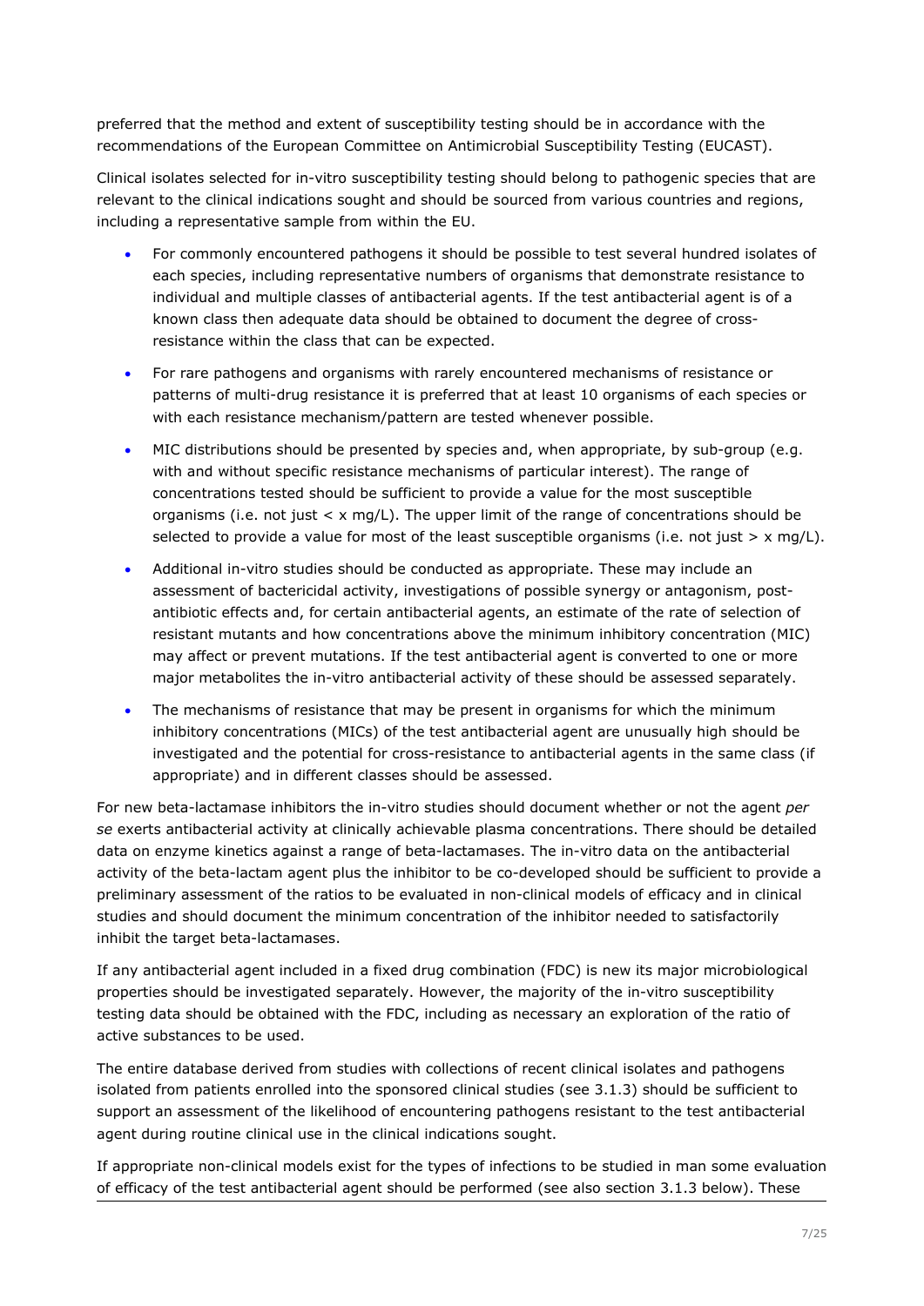preferred that the method and extent of susceptibility testing should be in accordance with the recommendations of the European Committee on Antimicrobial Susceptibility Testing (EUCAST).

Clinical isolates selected for in-vitro susceptibility testing should belong to pathogenic species that are relevant to the clinical indications sought and should be sourced from various countries and regions, including a representative sample from within the EU.

- For commonly encountered pathogens it should be possible to test several hundred isolates of each species, including representative numbers of organisms that demonstrate resistance to individual and multiple classes of antibacterial agents. If the test antibacterial agent is of a known class then adequate data should be obtained to document the degree of cross-resistance within the class that can be expected.
- For rare pathogens and organisms with rarely encountered mechanisms of resistance or patterns of multi-drug resistance it is preferred that at least 10 organisms of each species or with each resistance mechanism/pattern are tested whenever possible.
- MIC distributions should be presented by species and, when appropriate, by sub-group (e.g. with and without specific resistance mechanisms of particular interest). The range of concentrations tested should be sufficient to provide a value for the most susceptible organisms (i.e. not just < x mg/L). The upper limit of the range of concentrations should be selected to provide a value for most of the least susceptible organisms (i.e. not just > x mg/L).
- Additional in-vitro studies should be conducted as appropriate. These may include an assessment of bactericidal activity, investigations of possible synergy or antagonism, post-antibiotic effects and, for certain antibacterial agents, an estimate of the rate of selection of resistant mutants and how concentrations above the minimum inhibitory concentration (MIC) may affect or prevent mutations. If the test antibacterial agent is converted to one or more major metabolites the in-vitro antibacterial activity of these should be assessed separately.
- The mechanisms of resistance that may be present in organisms for which the minimum inhibitory concentrations (MICs) of the test antibacterial agent are unusually high should be investigated and the potential for cross-resistance to antibacterial agents in the same class (if appropriate) and in different classes should be assessed.

For new beta-lactamase inhibitors the in-vitro studies should document whether or not the agent *per se* exerts antibacterial activity at clinically achievable plasma concentrations. There should be detailed data on enzyme kinetics against a range of beta-lactamases. The in-vitro data on the antibacterial activity of the beta-lactam agent plus the inhibitor to be co-developed should be sufficient to provide a preliminary assessment of the ratios to be evaluated in non-clinical models of efficacy and in clinical studies and should document the minimum concentration of the inhibitor needed to satisfactorily inhibit the target beta-lactamases.

If any antibacterial agent included in a fixed drug combination (FDC) is new its major microbiological properties should be investigated separately. However, the majority of the in-vitro susceptibility testing data should be obtained with the FDC, including as necessary an exploration of the ratio of active substances to be used.

The entire database derived from studies with collections of recent clinical isolates and pathogens isolated from patients enrolled into the sponsored clinical studies (see 3.1.3) should be sufficient to support an assessment of the likelihood of encountering pathogens resistant to the test antibacterial agent during routine clinical use in the clinical indications sought.

If appropriate non-clinical models exist for the types of infections to be studied in man some evaluation of efficacy of the test antibacterial agent should be performed (see also section 3.1.3 below). These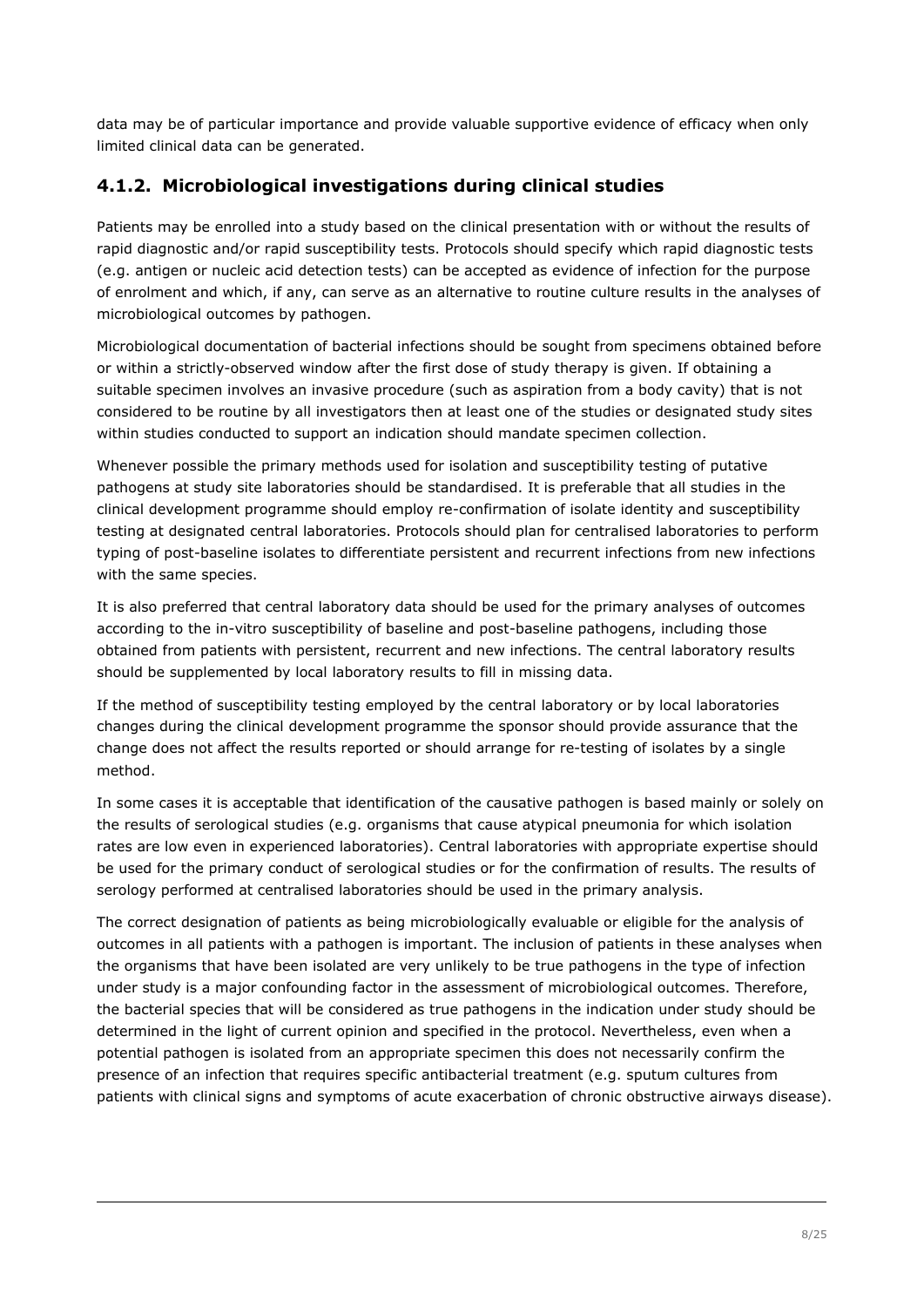data may be of particular importance and provide valuable supportive evidence of efficacy when only limited clinical data can be generated.

### 4.1.2. Microbiological investigations during clinical studies

Patients may be enrolled into a study based on the clinical presentation with or without the results of rapid diagnostic and/or rapid susceptibility tests. Protocols should specify which rapid diagnostic tests (e.g. antigen or nucleic acid detection tests) can be accepted as evidence of infection for the purpose of enrolment and which, if any, can serve as an alternative to routine culture results in the analyses of microbiological outcomes by pathogen.

Microbiological documentation of bacterial infections should be sought from specimens obtained before or within a strictly-observed window after the first dose of study therapy is given. If obtaining a suitable specimen involves an invasive procedure (such as aspiration from a body cavity) that is not considered to be routine by all investigators then at least one of the studies or designated study sites within studies conducted to support an indication should mandate specimen collection.

Whenever possible the primary methods used for isolation and susceptibility testing of putative pathogens at study site laboratories should be standardised. It is preferable that all studies in the clinical development programme should employ re-confirmation of isolate identity and susceptibility testing at designated central laboratories. Protocols should plan for centralised laboratories to perform typing of post-baseline isolates to differentiate persistent and recurrent infections from new infections with the same species.

It is also preferred that central laboratory data should be used for the primary analyses of outcomes according to the in-vitro susceptibility of baseline and post-baseline pathogens, including those obtained from patients with persistent, recurrent and new infections. The central laboratory results should be supplemented by local laboratory results to fill in missing data.

If the method of susceptibility testing employed by the central laboratory or by local laboratories changes during the clinical development programme the sponsor should provide assurance that the change does not affect the results reported or should arrange for re-testing of isolates by a single method.

In some cases it is acceptable that identification of the causative pathogen is based mainly or solely on the results of serological studies (e.g. organisms that cause atypical pneumonia for which isolation rates are low even in experienced laboratories). Central laboratories with appropriate expertise should be used for the primary conduct of serological studies or for the confirmation of results. The results of serology performed at centralised laboratories should be used in the primary analysis.

The correct designation of patients as being microbiologically evaluable or eligible for the analysis of outcomes in all patients with a pathogen is important. The inclusion of patients in these analyses when the organisms that have been isolated are very unlikely to be true pathogens in the type of infection under study is a major confounding factor in the assessment of microbiological outcomes. Therefore, the bacterial species that will be considered as true pathogens in the indication under study should be determined in the light of current opinion and specified in the protocol. Nevertheless, even when a potential pathogen is isolated from an appropriate specimen this does not necessarily confirm the presence of an infection that requires specific antibacterial treatment (e.g. sputum cultures from patients with clinical signs and symptoms of acute exacerbation of chronic obstructive airways disease).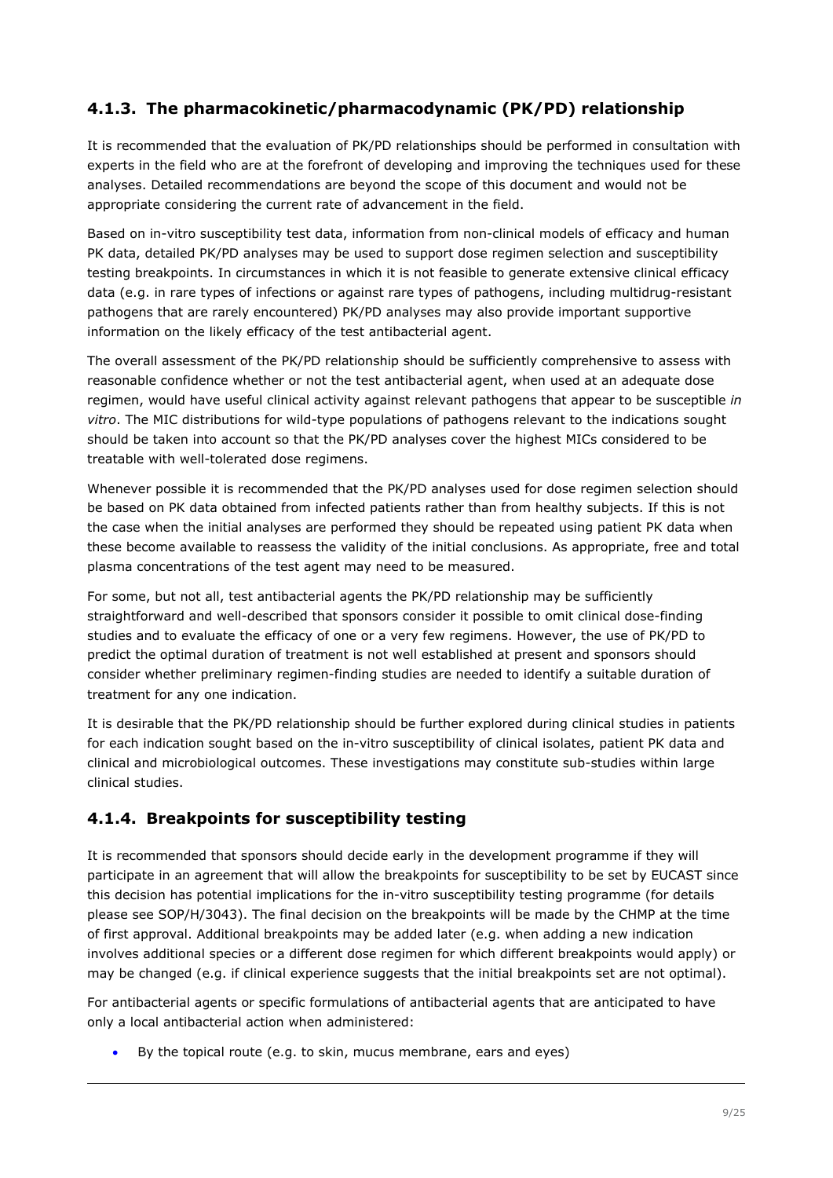### 4.1.3. The pharmacokinetic/pharmacodynamic (PK/PD) relationship

It is recommended that the evaluation of PK/PD relationships should be performed in consultation with experts in the field who are at the forefront of developing and improving the techniques used for these analyses. Detailed recommendations are beyond the scope of this document and would not be appropriate considering the current rate of advancement in the field.

Based on in-vitro susceptibility test data, information from non-clinical models of efficacy and human PK data, detailed PK/PD analyses may be used to support dose regimen selection and susceptibility testing breakpoints. In circumstances in which it is not feasible to generate extensive clinical efficacy data (e.g. in rare types of infections or against rare types of pathogens, including multidrug-resistant pathogens that are rarely encountered) PK/PD analyses may also provide important supportive information on the likely efficacy of the test antibacterial agent.

The overall assessment of the PK/PD relationship should be sufficiently comprehensive to assess with reasonable confidence whether or not the test antibacterial agent, when used at an adequate dose regimen, would have useful clinical activity against relevant pathogens that appear to be susceptible *in vitro*. The MIC distributions for wild-type populations of pathogens relevant to the indications sought should be taken into account so that the PK/PD analyses cover the highest MICs considered to be treatable with well-tolerated dose regimens.

Whenever possible it is recommended that the PK/PD analyses used for dose regimen selection should be based on PK data obtained from infected patients rather than from healthy subjects. If this is not the case when the initial analyses are performed they should be repeated using patient PK data when these become available to reassess the validity of the initial conclusions. As appropriate, free and total plasma concentrations of the test agent may need to be measured.

For some, but not all, test antibacterial agents the PK/PD relationship may be sufficiently straightforward and well-described that sponsors consider it possible to omit clinical dose-finding studies and to evaluate the efficacy of one or a very few regimens. However, the use of PK/PD to predict the optimal duration of treatment is not well established at present and sponsors should consider whether preliminary regimen-finding studies are needed to identify a suitable duration of treatment for any one indication.

It is desirable that the PK/PD relationship should be further explored during clinical studies in patients for each indication sought based on the in-vitro susceptibility of clinical isolates, patient PK data and clinical and microbiological outcomes. These investigations may constitute sub-studies within large clinical studies.

### 4.1.4. Breakpoints for susceptibility testing

It is recommended that sponsors should decide early in the development programme if they will participate in an agreement that will allow the breakpoints for susceptibility to be set by EUCAST since this decision has potential implications for the in-vitro susceptibility testing programme (for details please see SOP/H/3043). The final decision on the breakpoints will be made by the CHMP at the time of first approval. Additional breakpoints may be added later (e.g. when adding a new indication involves additional species or a different dose regimen for which different breakpoints would apply) or may be changed (e.g. if clinical experience suggests that the initial breakpoints set are not optimal).

For antibacterial agents or specific formulations of antibacterial agents that are anticipated to have only a local antibacterial action when administered:

- By the topical route (e.g. to skin, mucus membrane, ears and eyes)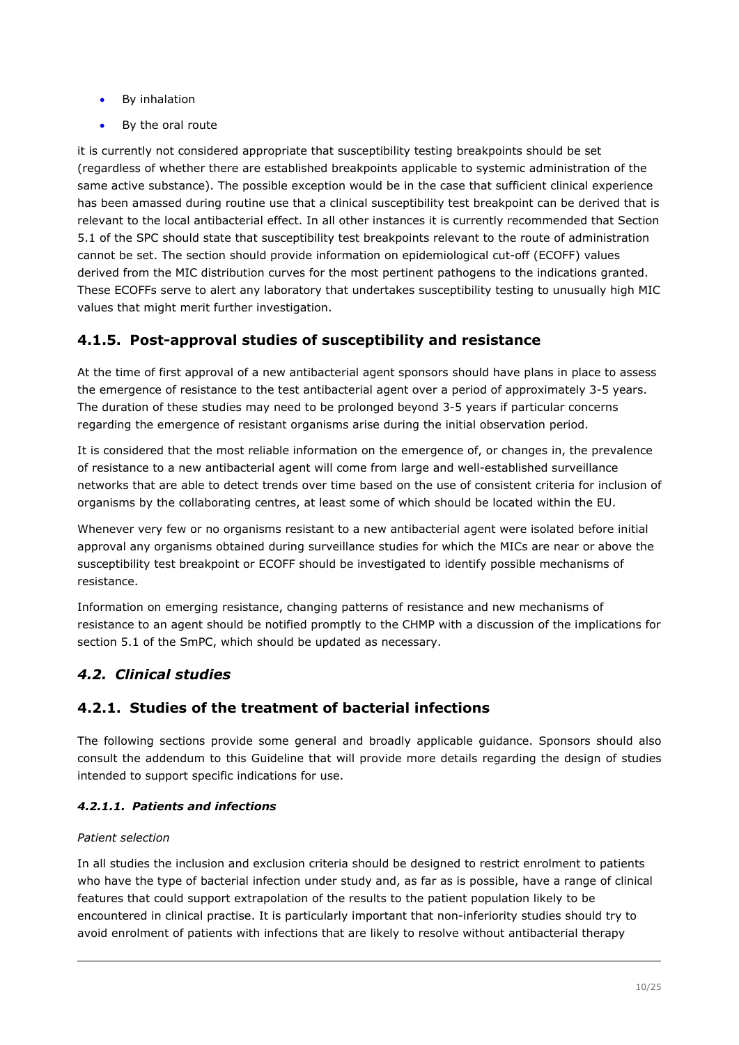- By inhalation
- By the oral route

it is currently not considered appropriate that susceptibility testing breakpoints should be set (regardless of whether there are established breakpoints applicable to systemic administration of the same active substance). The possible exception would be in the case that sufficient clinical experience has been amassed during routine use that a clinical susceptibility test breakpoint can be derived that is relevant to the local antibacterial effect. In all other instances it is currently recommended that Section 5.1 of the SPC should state that susceptibility test breakpoints relevant to the route of administration cannot be set. The section should provide information on epidemiological cut-off (ECOFF) values derived from the MIC distribution curves for the most pertinent pathogens to the indications granted. These ECOFFs serve to alert any laboratory that undertakes susceptibility testing to unusually high MIC values that might merit further investigation.

### 4.1.5. Post-approval studies of susceptibility and resistance

At the time of first approval of a new antibacterial agent sponsors should have plans in place to assess the emergence of resistance to the test antibacterial agent over a period of approximately 3-5 years. The duration of these studies may need to be prolonged beyond 3-5 years if particular concerns regarding the emergence of resistant organisms arise during the initial observation period.

It is considered that the most reliable information on the emergence of, or changes in, the prevalence of resistance to a new antibacterial agent will come from large and well-established surveillance networks that are able to detect trends over time based on the use of consistent criteria for inclusion of organisms by the collaborating centres, at least some of which should be located within the EU.

Whenever very few or no organisms resistant to a new antibacterial agent were isolated before initial approval any organisms obtained during surveillance studies for which the MICs are near or above the susceptibility test breakpoint or ECOFF should be investigated to identify possible mechanisms of resistance.

Information on emerging resistance, changing patterns of resistance and new mechanisms of resistance to an agent should be notified promptly to the CHMP with a discussion of the implications for section 5.1 of the SmPC, which should be updated as necessary.

## *4.2. Clinical studies*

### 4.2.1. Studies of the treatment of bacterial infections

The following sections provide some general and broadly applicable guidance. Sponsors should also consult the addendum to this Guideline that will provide more details regarding the design of studies intended to support specific indications for use.

#### *4.2.1.1. Patients and infections*

*Patient selection*

In all studies the inclusion and exclusion criteria should be designed to restrict enrolment to patients who have the type of bacterial infection under study and, as far as is possible, have a range of clinical features that could support extrapolation of the results to the patient population likely to be encountered in clinical practise. It is particularly important that non-inferiority studies should try to avoid enrolment of patients with infections that are likely to resolve without antibacterial therapy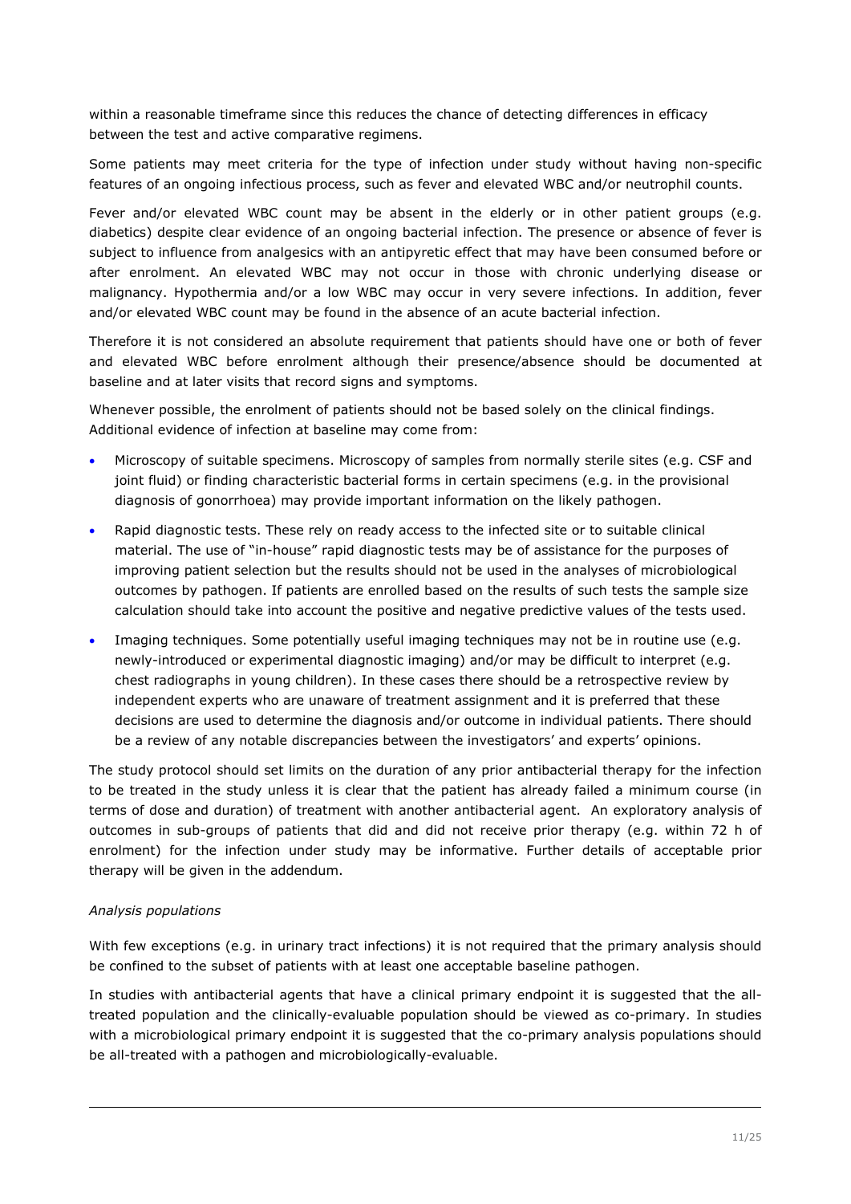within a reasonable timeframe since this reduces the chance of detecting differences in efficacy between the test and active comparative regimens.

Some patients may meet criteria for the type of infection under study without having non-specific features of an ongoing infectious process, such as fever and elevated WBC and/or neutrophil counts.

Fever and/or elevated WBC count may be absent in the elderly or in other patient groups (e.g. diabetics) despite clear evidence of an ongoing bacterial infection. The presence or absence of fever is subject to influence from analgesics with an antipyretic effect that may have been consumed before or after enrolment. An elevated WBC may not occur in those with chronic underlying disease or malignancy. Hypothermia and/or a low WBC may occur in very severe infections. In addition, fever and/or elevated WBC count may be found in the absence of an acute bacterial infection.

Therefore it is not considered an absolute requirement that patients should have one or both of fever and elevated WBC before enrolment although their presence/absence should be documented at baseline and at later visits that record signs and symptoms.

Whenever possible, the enrolment of patients should not be based solely on the clinical findings. Additional evidence of infection at baseline may come from:

- Microscopy of suitable specimens. Microscopy of samples from normally sterile sites (e.g. CSF and joint fluid) or finding characteristic bacterial forms in certain specimens (e.g. in the provisional diagnosis of gonorrhoea) may provide important information on the likely pathogen.
- Rapid diagnostic tests. These rely on ready access to the infected site or to suitable clinical material. The use of "in-house" rapid diagnostic tests may be of assistance for the purposes of improving patient selection but the results should not be used in the analyses of microbiological outcomes by pathogen. If patients are enrolled based on the results of such tests the sample size calculation should take into account the positive and negative predictive values of the tests used.
- Imaging techniques. Some potentially useful imaging techniques may not be in routine use (e.g. newly-introduced or experimental diagnostic imaging) and/or may be difficult to interpret (e.g. chest radiographs in young children). In these cases there should be a retrospective review by independent experts who are unaware of treatment assignment and it is preferred that these decisions are used to determine the diagnosis and/or outcome in individual patients. There should be a review of any notable discrepancies between the investigators' and experts' opinions.

The study protocol should set limits on the duration of any prior antibacterial therapy for the infection to be treated in the study unless it is clear that the patient has already failed a minimum course (in terms of dose and duration) of treatment with another antibacterial agent. An exploratory analysis of outcomes in sub-groups of patients that did and did not receive prior therapy (e.g. within 72 h of enrolment) for the infection under study may be informative. Further details of acceptable prior therapy will be given in the addendum.

*Analysis populations*

With few exceptions (e.g. in urinary tract infections) it is not required that the primary analysis should be confined to the subset of patients with at least one acceptable baseline pathogen.

In studies with antibacterial agents that have a clinical primary endpoint it is suggested that the all-treated population and the clinically-evaluable population should be viewed as co-primary. In studies with a microbiological primary endpoint it is suggested that the co-primary analysis populations should be all-treated with a pathogen and microbiologically-evaluable.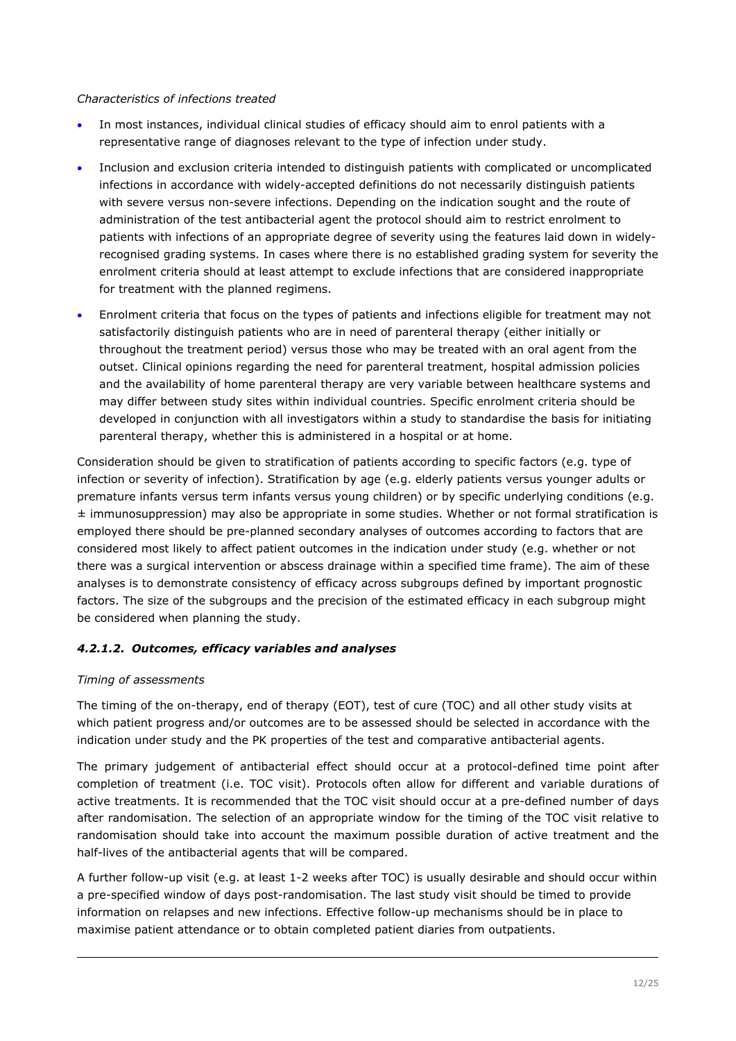*Characteristics of infections treated*

- In most instances, individual clinical studies of efficacy should aim to enrol patients with a representative range of diagnoses relevant to the type of infection under study.
- Inclusion and exclusion criteria intended to distinguish patients with complicated or uncomplicated infections in accordance with widely-accepted definitions do not necessarily distinguish patients with severe versus non-severe infections. Depending on the indication sought and the route of administration of the test antibacterial agent the protocol should aim to restrict enrolment to patients with infections of an appropriate degree of severity using the features laid down in widely-recognised grading systems. In cases where there is no established grading system for severity the enrolment criteria should at least attempt to exclude infections that are considered inappropriate for treatment with the planned regimens.
- Enrolment criteria that focus on the types of patients and infections eligible for treatment may not satisfactorily distinguish patients who are in need of parenteral therapy (either initially or throughout the treatment period) versus those who may be treated with an oral agent from the outset. Clinical opinions regarding the need for parenteral treatment, hospital admission policies and the availability of home parenteral therapy are very variable between healthcare systems and may differ between study sites within individual countries. Specific enrolment criteria should be developed in conjunction with all investigators within a study to standardise the basis for initiating parenteral therapy, whether this is administered in a hospital or at home.

Consideration should be given to stratification of patients according to specific factors (e.g. type of infection or severity of infection). Stratification by age (e.g. elderly patients versus younger adults or premature infants versus term infants versus young children) or by specific underlying conditions (e.g. ± immunosuppression) may also be appropriate in some studies. Whether or not formal stratification is employed there should be pre-planned secondary analyses of outcomes according to factors that are considered most likely to affect patient outcomes in the indication under study (e.g. whether or not there was a surgical intervention or abscess drainage within a specified time frame). The aim of these analyses is to demonstrate consistency of efficacy across subgroups defined by important prognostic factors. The size of the subgroups and the precision of the estimated efficacy in each subgroup might be considered when planning the study.

#### *4.2.1.2. Outcomes, efficacy variables and analyses*

*Timing of assessments*

The timing of the on-therapy, end of therapy (EOT), test of cure (TOC) and all other study visits at which patient progress and/or outcomes are to be assessed should be selected in accordance with the indication under study and the PK properties of the test and comparative antibacterial agents.

The primary judgement of antibacterial effect should occur at a protocol-defined time point after completion of treatment (i.e. TOC visit). Protocols often allow for different and variable durations of active treatments. It is recommended that the TOC visit should occur at a pre-defined number of days after randomisation. The selection of an appropriate window for the timing of the TOC visit relative to randomisation should take into account the maximum possible duration of active treatment and the half-lives of the antibacterial agents that will be compared.

A further follow-up visit (e.g. at least 1-2 weeks after TOC) is usually desirable and should occur within a pre-specified window of days post-randomisation. The last study visit should be timed to provide information on relapses and new infections. Effective follow-up mechanisms should be in place to maximise patient attendance or to obtain completed patient diaries from outpatients.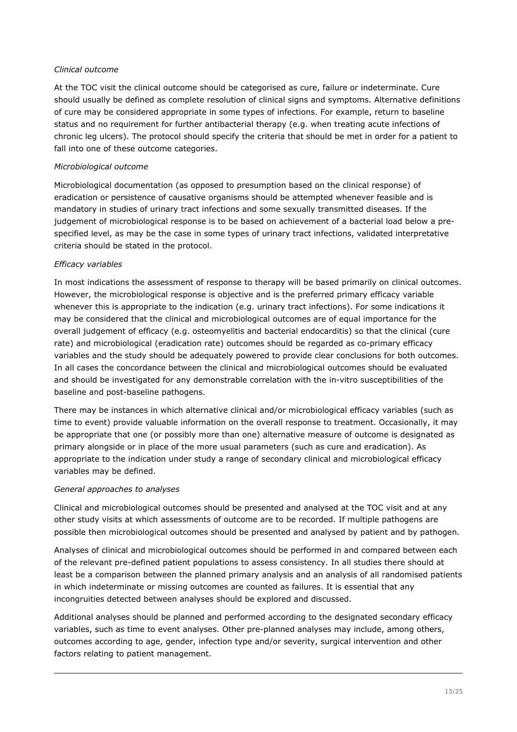*Clinical outcome*

At the TOC visit the clinical outcome should be categorised as cure, failure or indeterminate. Cure should usually be defined as complete resolution of clinical signs and symptoms. Alternative definitions of cure may be considered appropriate in some types of infections. For example, return to baseline status and no requirement for further antibacterial therapy (e.g. when treating acute infections of chronic leg ulcers). The protocol should specify the criteria that should be met in order for a patient to fall into one of these outcome categories.

*Microbiological outcome*

Microbiological documentation (as opposed to presumption based on the clinical response) of eradication or persistence of causative organisms should be attempted whenever feasible and is mandatory in studies of urinary tract infections and some sexually transmitted diseases. If the judgement of microbiological response is to be based on achievement of a bacterial load below a pre-specified level, as may be the case in some types of urinary tract infections, validated interpretative criteria should be stated in the protocol.

*Efficacy variables*

In most indications the assessment of response to therapy will be based primarily on clinical outcomes. However, the microbiological response is objective and is the preferred primary efficacy variable whenever this is appropriate to the indication (e.g. urinary tract infections). For some indications it may be considered that the clinical and microbiological outcomes are of equal importance for the overall judgement of efficacy (e.g. osteomyelitis and bacterial endocarditis) so that the clinical (cure rate) and microbiological (eradication rate) outcomes should be regarded as co-primary efficacy variables and the study should be adequately powered to provide clear conclusions for both outcomes. In all cases the concordance between the clinical and microbiological outcomes should be evaluated and should be investigated for any demonstrable correlation with the in-vitro susceptibilities of the baseline and post-baseline pathogens.

There may be instances in which alternative clinical and/or microbiological efficacy variables (such as time to event) provide valuable information on the overall response to treatment. Occasionally, it may be appropriate that one (or possibly more than one) alternative measure of outcome is designated as primary alongside or in place of the more usual parameters (such as cure and eradication). As appropriate to the indication under study a range of secondary clinical and microbiological efficacy variables may be defined.

*General approaches to analyses*

Clinical and microbiological outcomes should be presented and analysed at the TOC visit and at any other study visits at which assessments of outcome are to be recorded. If multiple pathogens are possible then microbiological outcomes should be presented and analysed by patient and by pathogen.

Analyses of clinical and microbiological outcomes should be performed in and compared between each of the relevant pre-defined patient populations to assess consistency. In all studies there should at least be a comparison between the planned primary analysis and an analysis of all randomised patients in which indeterminate or missing outcomes are counted as failures. It is essential that any incongruities detected between analyses should be explored and discussed.

Additional analyses should be planned and performed according to the designated secondary efficacy variables, such as time to event analyses. Other pre-planned analyses may include, among others, outcomes according to age, gender, infection type and/or severity, surgical intervention and other factors relating to patient management.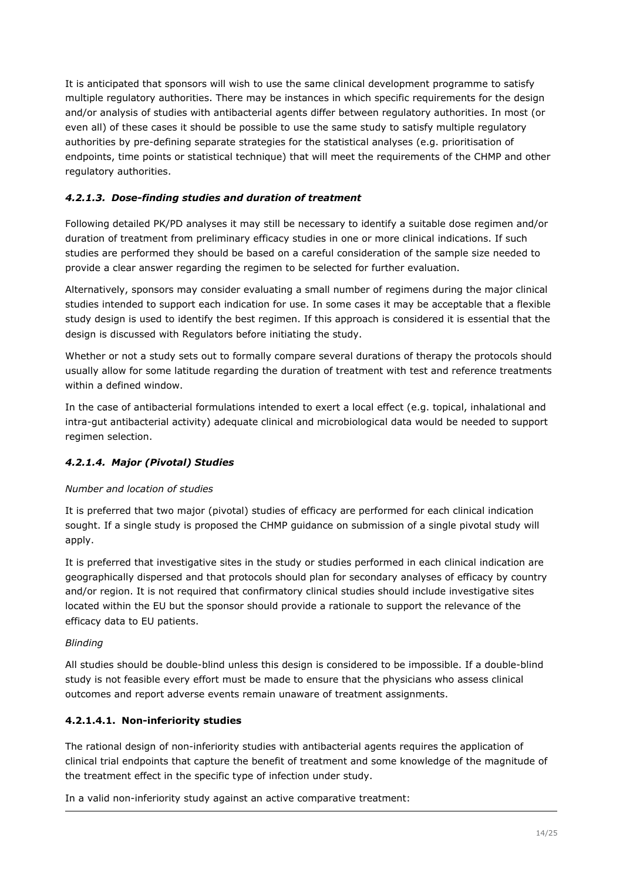It is anticipated that sponsors will wish to use the same clinical development programme to satisfy multiple regulatory authorities. There may be instances in which specific requirements for the design and/or analysis of studies with antibacterial agents differ between regulatory authorities. In most (or even all) of these cases it should be possible to use the same study to satisfy multiple regulatory authorities by pre-defining separate strategies for the statistical analyses (e.g. prioritisation of endpoints, time points or statistical technique) that will meet the requirements of the CHMP and other regulatory authorities.

#### *4.2.1.3. Dose-finding studies and duration of treatment*

Following detailed PK/PD analyses it may still be necessary to identify a suitable dose regimen and/or duration of treatment from preliminary efficacy studies in one or more clinical indications. If such studies are performed they should be based on a careful consideration of the sample size needed to provide a clear answer regarding the regimen to be selected for further evaluation.

Alternatively, sponsors may consider evaluating a small number of regimens during the major clinical studies intended to support each indication for use. In some cases it may be acceptable that a flexible study design is used to identify the best regimen. If this approach is considered it is essential that the design is discussed with Regulators before initiating the study.

Whether or not a study sets out to formally compare several durations of therapy the protocols should usually allow for some latitude regarding the duration of treatment with test and reference treatments within a defined window.

In the case of antibacterial formulations intended to exert a local effect (e.g. topical, inhalational and intra-gut antibacterial activity) adequate clinical and microbiological data would be needed to support regimen selection.

#### *4.2.1.4. Major (Pivotal) Studies*

*Number and location of studies*

It is preferred that two major (pivotal) studies of efficacy are performed for each clinical indication sought. If a single study is proposed the CHMP guidance on submission of a single pivotal study will apply.

It is preferred that investigative sites in the study or studies performed in each clinical indication are geographically dispersed and that protocols should plan for secondary analyses of efficacy by country and/or region. It is not required that confirmatory clinical studies should include investigative sites located within the EU but the sponsor should provide a rationale to support the relevance of the efficacy data to EU patients.

*Blinding*

All studies should be double-blind unless this design is considered to be impossible. If a double-blind study is not feasible every effort must be made to ensure that the physicians who assess clinical outcomes and report adverse events remain unaware of treatment assignments.

##### **4.2.1.4.1. Non-inferiority studies**

The rational design of non-inferiority studies with antibacterial agents requires the application of clinical trial endpoints that capture the benefit of treatment and some knowledge of the magnitude of the treatment effect in the specific type of infection under study.

In a valid non-inferiority study against an active comparative treatment: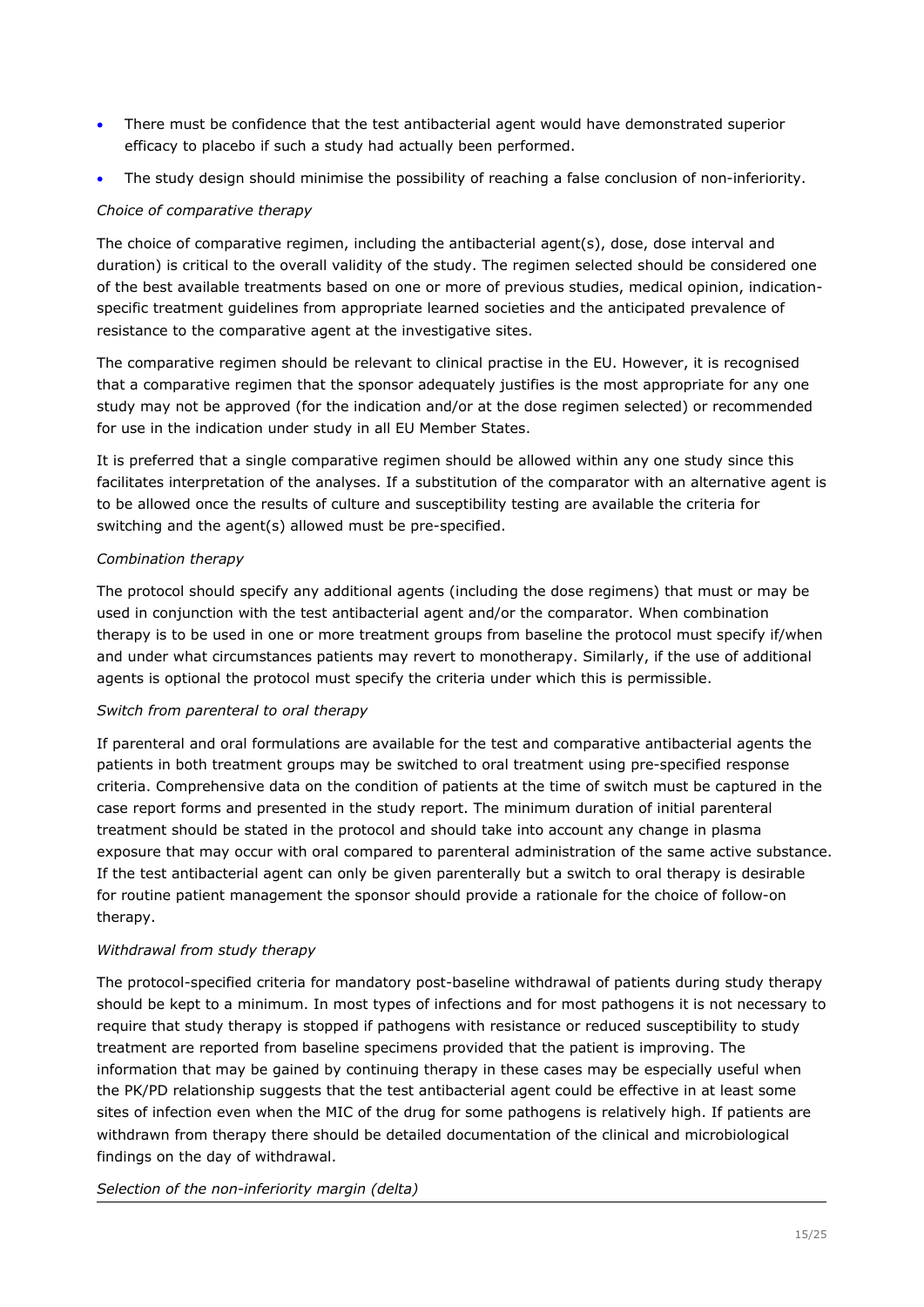- There must be confidence that the test antibacterial agent would have demonstrated superior efficacy to placebo if such a study had actually been performed.
- The study design should minimise the possibility of reaching a false conclusion of non-inferiority.

*Choice of comparative therapy*

The choice of comparative regimen, including the antibacterial agent(s), dose, dose interval and duration) is critical to the overall validity of the study. The regimen selected should be considered one of the best available treatments based on one or more of previous studies, medical opinion, indication-specific treatment guidelines from appropriate learned societies and the anticipated prevalence of resistance to the comparative agent at the investigative sites.

The comparative regimen should be relevant to clinical practise in the EU. However, it is recognised that a comparative regimen that the sponsor adequately justifies is the most appropriate for any one study may not be approved (for the indication and/or at the dose regimen selected) or recommended for use in the indication under study in all EU Member States.

It is preferred that a single comparative regimen should be allowed within any one study since this facilitates interpretation of the analyses. If a substitution of the comparator with an alternative agent is to be allowed once the results of culture and susceptibility testing are available the criteria for switching and the agent(s) allowed must be pre-specified.

*Combination therapy*

The protocol should specify any additional agents (including the dose regimens) that must or may be used in conjunction with the test antibacterial agent and/or the comparator. When combination therapy is to be used in one or more treatment groups from baseline the protocol must specify if/when and under what circumstances patients may revert to monotherapy. Similarly, if the use of additional agents is optional the protocol must specify the criteria under which this is permissible.

*Switch from parenteral to oral therapy*

If parenteral and oral formulations are available for the test and comparative antibacterial agents the patients in both treatment groups may be switched to oral treatment using pre-specified response criteria. Comprehensive data on the condition of patients at the time of switch must be captured in the case report forms and presented in the study report. The minimum duration of initial parenteral treatment should be stated in the protocol and should take into account any change in plasma exposure that may occur with oral compared to parenteral administration of the same active substance. If the test antibacterial agent can only be given parenterally but a switch to oral therapy is desirable for routine patient management the sponsor should provide a rationale for the choice of follow-on therapy.

*Withdrawal from study therapy*

The protocol-specified criteria for mandatory post-baseline withdrawal of patients during study therapy should be kept to a minimum. In most types of infections and for most pathogens it is not necessary to require that study therapy is stopped if pathogens with resistance or reduced susceptibility to study treatment are reported from baseline specimens provided that the patient is improving. The information that may be gained by continuing therapy in these cases may be especially useful when the PK/PD relationship suggests that the test antibacterial agent could be effective in at least some sites of infection even when the MIC of the drug for some pathogens is relatively high. If patients are withdrawn from therapy there should be detailed documentation of the clinical and microbiological findings on the day of withdrawal.

*Selection of the non-inferiority margin (delta)*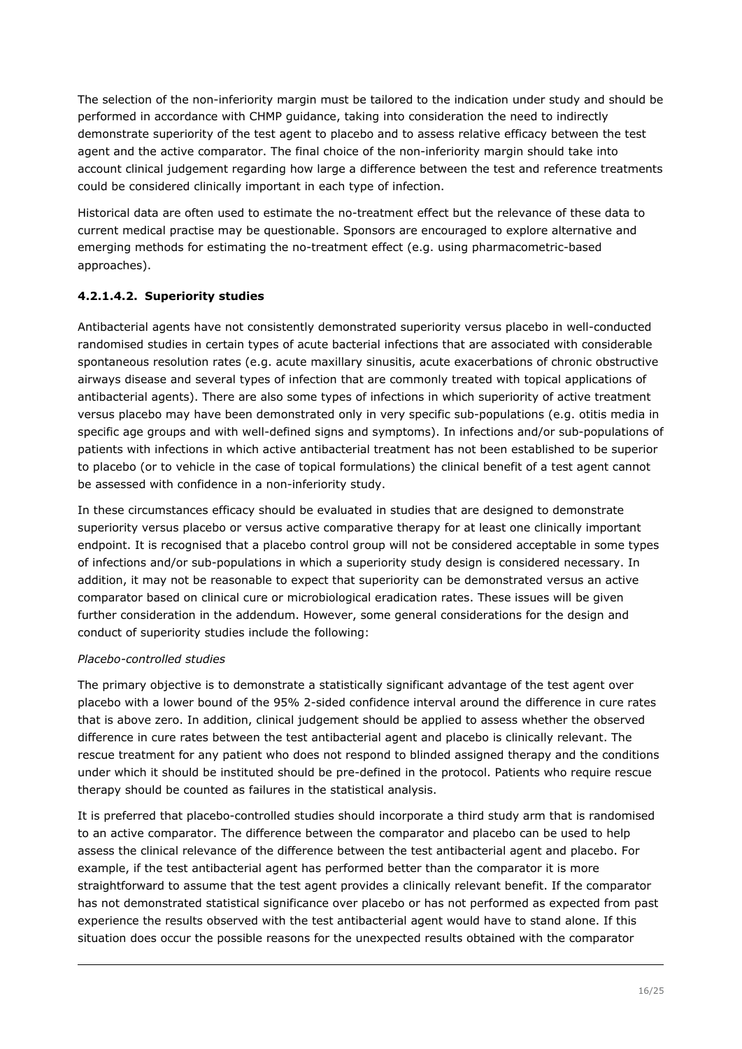The selection of the non-inferiority margin must be tailored to the indication under study and should be performed in accordance with CHMP guidance, taking into consideration the need to indirectly demonstrate superiority of the test agent to placebo and to assess relative efficacy between the test agent and the active comparator. The final choice of the non-inferiority margin should take into account clinical judgement regarding how large a difference between the test and reference treatments could be considered clinically important in each type of infection.

Historical data are often used to estimate the no-treatment effect but the relevance of these data to current medical practise may be questionable. Sponsors are encouraged to explore alternative and emerging methods for estimating the no-treatment effect (e.g. using pharmacometric-based approaches).

#### 4.2.1.4.2. Superiority studies

Antibacterial agents have not consistently demonstrated superiority versus placebo in well-conducted randomised studies in certain types of acute bacterial infections that are associated with considerable spontaneous resolution rates (e.g. acute maxillary sinusitis, acute exacerbations of chronic obstructive airways disease and several types of infection that are commonly treated with topical applications of antibacterial agents). There are also some types of infections in which superiority of active treatment versus placebo may have been demonstrated only in very specific sub-populations (e.g. otitis media in specific age groups and with well-defined signs and symptoms). In infections and/or sub-populations of patients with infections in which active antibacterial treatment has not been established to be superior to placebo (or to vehicle in the case of topical formulations) the clinical benefit of a test agent cannot be assessed with confidence in a non-inferiority study.

In these circumstances efficacy should be evaluated in studies that are designed to demonstrate superiority versus placebo or versus active comparative therapy for at least one clinically important endpoint. It is recognised that a placebo control group will not be considered acceptable in some types of infections and/or sub-populations in which a superiority study design is considered necessary. In addition, it may not be reasonable to expect that superiority can be demonstrated versus an active comparator based on clinical cure or microbiological eradication rates. These issues will be given further consideration in the addendum. However, some general considerations for the design and conduct of superiority studies include the following:

*Placebo-controlled studies*

The primary objective is to demonstrate a statistically significant advantage of the test agent over placebo with a lower bound of the 95% 2-sided confidence interval around the difference in cure rates that is above zero. In addition, clinical judgement should be applied to assess whether the observed difference in cure rates between the test antibacterial agent and placebo is clinically relevant. The rescue treatment for any patient who does not respond to blinded assigned therapy and the conditions under which it should be instituted should be pre-defined in the protocol. Patients who require rescue therapy should be counted as failures in the statistical analysis.

It is preferred that placebo-controlled studies should incorporate a third study arm that is randomised to an active comparator. The difference between the comparator and placebo can be used to help assess the clinical relevance of the difference between the test antibacterial agent and placebo. For example, if the test antibacterial agent has performed better than the comparator it is more straightforward to assume that the test agent provides a clinically relevant benefit. If the comparator has not demonstrated statistical significance over placebo or has not performed as expected from past experience the results observed with the test antibacterial agent would have to stand alone. If this situation does occur the possible reasons for the unexpected results obtained with the comparator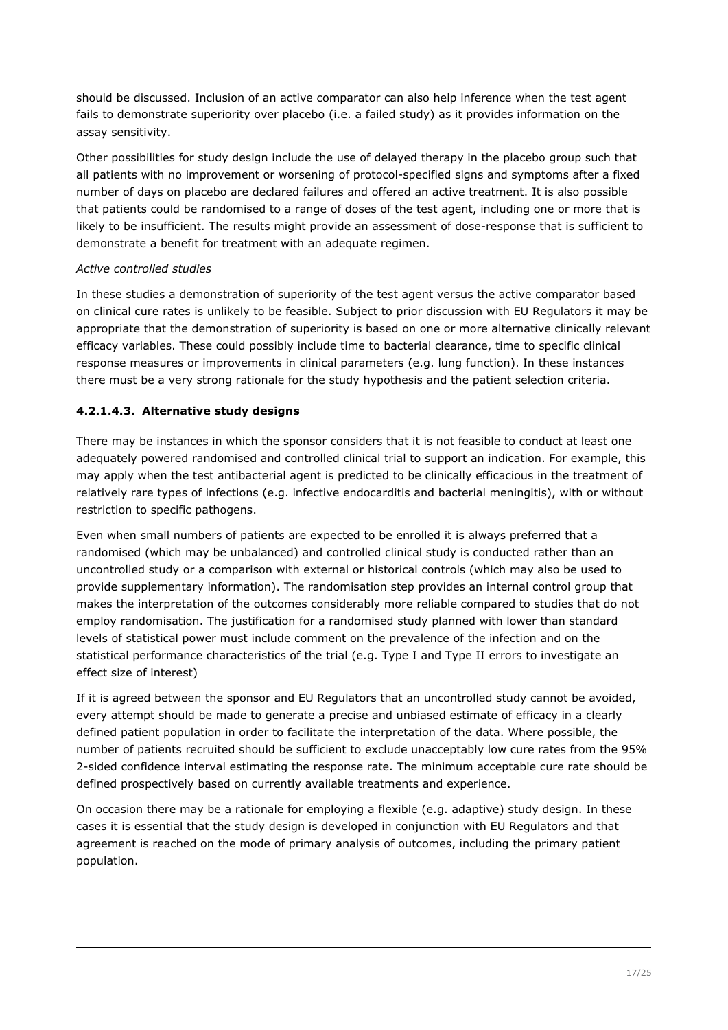should be discussed. Inclusion of an active comparator can also help inference when the test agent fails to demonstrate superiority over placebo (i.e. a failed study) as it provides information on the assay sensitivity.

Other possibilities for study design include the use of delayed therapy in the placebo group such that all patients with no improvement or worsening of protocol-specified signs and symptoms after a fixed number of days on placebo are declared failures and offered an active treatment. It is also possible that patients could be randomised to a range of doses of the test agent, including one or more that is likely to be insufficient. The results might provide an assessment of dose-response that is sufficient to demonstrate a benefit for treatment with an adequate regimen.

*Active controlled studies*

In these studies a demonstration of superiority of the test agent versus the active comparator based on clinical cure rates is unlikely to be feasible. Subject to prior discussion with EU Regulators it may be appropriate that the demonstration of superiority is based on one or more alternative clinically relevant efficacy variables. These could possibly include time to bacterial clearance, time to specific clinical response measures or improvements in clinical parameters (e.g. lung function). In these instances there must be a very strong rationale for the study hypothesis and the patient selection criteria.

#### 4.2.1.4.3. Alternative study designs

There may be instances in which the sponsor considers that it is not feasible to conduct at least one adequately powered randomised and controlled clinical trial to support an indication. For example, this may apply when the test antibacterial agent is predicted to be clinically efficacious in the treatment of relatively rare types of infections (e.g. infective endocarditis and bacterial meningitis), with or without restriction to specific pathogens.

Even when small numbers of patients are expected to be enrolled it is always preferred that a randomised (which may be unbalanced) and controlled clinical study is conducted rather than an uncontrolled study or a comparison with external or historical controls (which may also be used to provide supplementary information). The randomisation step provides an internal control group that makes the interpretation of the outcomes considerably more reliable compared to studies that do not employ randomisation. The justification for a randomised study planned with lower than standard levels of statistical power must include comment on the prevalence of the infection and on the statistical performance characteristics of the trial (e.g. Type I and Type II errors to investigate an effect size of interest)

If it is agreed between the sponsor and EU Regulators that an uncontrolled study cannot be avoided, every attempt should be made to generate a precise and unbiased estimate of efficacy in a clearly defined patient population in order to facilitate the interpretation of the data. Where possible, the number of patients recruited should be sufficient to exclude unacceptably low cure rates from the 95% 2-sided confidence interval estimating the response rate. The minimum acceptable cure rate should be defined prospectively based on currently available treatments and experience.

On occasion there may be a rationale for employing a flexible (e.g. adaptive) study design. In these cases it is essential that the study design is developed in conjunction with EU Regulators and that agreement is reached on the mode of primary analysis of outcomes, including the primary patient population.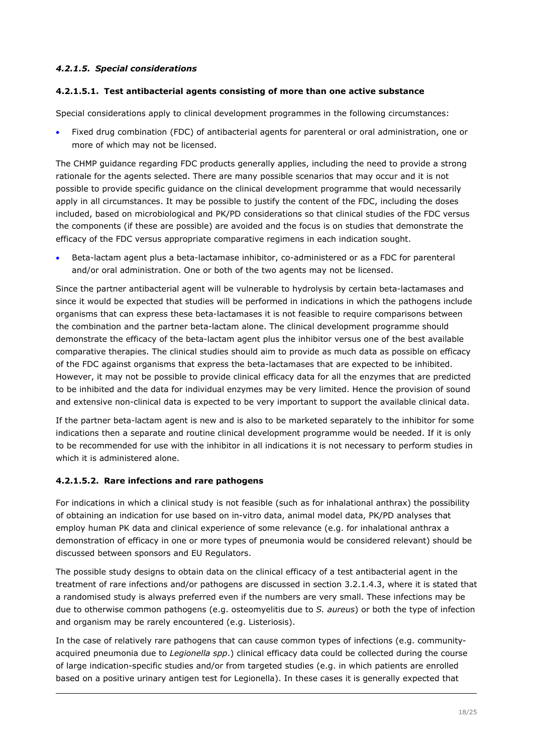#### *4.2.1.5. Special considerations*

##### **4.2.1.5.1. Test antibacterial agents consisting of more than one active substance**

Special considerations apply to clinical development programmes in the following circumstances:

- Fixed drug combination (FDC) of antibacterial agents for parenteral or oral administration, one or more of which may not be licensed.

The CHMP guidance regarding FDC products generally applies, including the need to provide a strong rationale for the agents selected. There are many possible scenarios that may occur and it is not possible to provide specific guidance on the clinical development programme that would necessarily apply in all circumstances. It may be possible to justify the content of the FDC, including the doses included, based on microbiological and PK/PD considerations so that clinical studies of the FDC versus the components (if these are possible) are avoided and the focus is on studies that demonstrate the efficacy of the FDC versus appropriate comparative regimens in each indication sought.

- Beta-lactam agent plus a beta-lactamase inhibitor, co-administered or as a FDC for parenteral and/or oral administration. One or both of the two agents may not be licensed.

Since the partner antibacterial agent will be vulnerable to hydrolysis by certain beta-lactamases and since it would be expected that studies will be performed in indications in which the pathogens include organisms that can express these beta-lactamases it is not feasible to require comparisons between the combination and the partner beta-lactam alone. The clinical development programme should demonstrate the efficacy of the beta-lactam agent plus the inhibitor versus one of the best available comparative therapies. The clinical studies should aim to provide as much data as possible on efficacy of the FDC against organisms that express the beta-lactamases that are expected to be inhibited. However, it may not be possible to provide clinical efficacy data for all the enzymes that are predicted to be inhibited and the data for individual enzymes may be very limited. Hence the provision of sound and extensive non-clinical data is expected to be very important to support the available clinical data.

If the partner beta-lactam agent is new and is also to be marketed separately to the inhibitor for some indications then a separate and routine clinical development programme would be needed. If it is only to be recommended for use with the inhibitor in all indications it is not necessary to perform studies in which it is administered alone.

##### **4.2.1.5.2. Rare infections and rare pathogens**

For indications in which a clinical study is not feasible (such as for inhalational anthrax) the possibility of obtaining an indication for use based on in-vitro data, animal model data, PK/PD analyses that employ human PK data and clinical experience of some relevance (e.g. for inhalational anthrax a demonstration of efficacy in one or more types of pneumonia would be considered relevant) should be discussed between sponsors and EU Regulators.

The possible study designs to obtain data on the clinical efficacy of a test antibacterial agent in the treatment of rare infections and/or pathogens are discussed in section 3.2.1.4.3, where it is stated that a randomised study is always preferred even if the numbers are very small. These infections may be due to otherwise common pathogens (e.g. osteomyelitis due to *S. aureus*) or both the type of infection and organism may be rarely encountered (e.g. Listeriosis).

In the case of relatively rare pathogens that can cause common types of infections (e.g. community-acquired pneumonia due to *Legionella spp*.) clinical efficacy data could be collected during the course of large indication-specific studies and/or from targeted studies (e.g. in which patients are enrolled based on a positive urinary antigen test for Legionella). In these cases it is generally expected that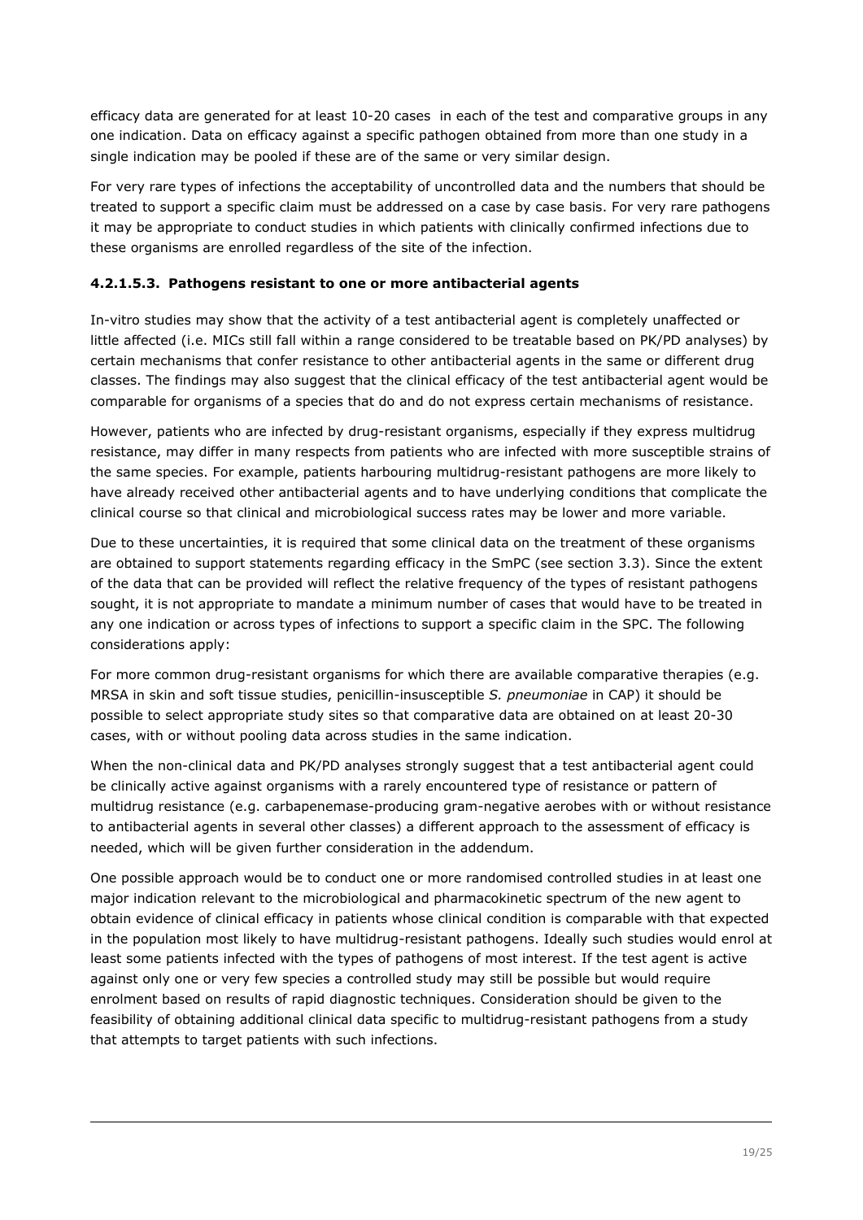efficacy data are generated for at least 10-20 cases  in each of the test and comparative groups in any one indication. Data on efficacy against a specific pathogen obtained from more than one study in a single indication may be pooled if these are of the same or very similar design.

For very rare types of infections the acceptability of uncontrolled data and the numbers that should be treated to support a specific claim must be addressed on a case by case basis. For very rare pathogens it may be appropriate to conduct studies in which patients with clinically confirmed infections due to these organisms are enrolled regardless of the site of the infection.

#### 4.2.1.5.3. Pathogens resistant to one or more antibacterial agents

In-vitro studies may show that the activity of a test antibacterial agent is completely unaffected or little affected (i.e. MICs still fall within a range considered to be treatable based on PK/PD analyses) by certain mechanisms that confer resistance to other antibacterial agents in the same or different drug classes. The findings may also suggest that the clinical efficacy of the test antibacterial agent would be comparable for organisms of a species that do and do not express certain mechanisms of resistance.

However, patients who are infected by drug-resistant organisms, especially if they express multidrug resistance, may differ in many respects from patients who are infected with more susceptible strains of the same species. For example, patients harbouring multidrug-resistant pathogens are more likely to have already received other antibacterial agents and to have underlying conditions that complicate the clinical course so that clinical and microbiological success rates may be lower and more variable.

Due to these uncertainties, it is required that some clinical data on the treatment of these organisms are obtained to support statements regarding efficacy in the SmPC (see section 3.3). Since the extent of the data that can be provided will reflect the relative frequency of the types of resistant pathogens sought, it is not appropriate to mandate a minimum number of cases that would have to be treated in any one indication or across types of infections to support a specific claim in the SPC. The following considerations apply:

For more common drug-resistant organisms for which there are available comparative therapies (e.g. MRSA in skin and soft tissue studies, penicillin-insusceptible *S. pneumoniae* in CAP) it should be possible to select appropriate study sites so that comparative data are obtained on at least 20-30 cases, with or without pooling data across studies in the same indication.

When the non-clinical data and PK/PD analyses strongly suggest that a test antibacterial agent could be clinically active against organisms with a rarely encountered type of resistance or pattern of multidrug resistance (e.g. carbapenemase-producing gram-negative aerobes with or without resistance to antibacterial agents in several other classes) a different approach to the assessment of efficacy is needed, which will be given further consideration in the addendum.

One possible approach would be to conduct one or more randomised controlled studies in at least one major indication relevant to the microbiological and pharmacokinetic spectrum of the new agent to obtain evidence of clinical efficacy in patients whose clinical condition is comparable with that expected in the population most likely to have multidrug-resistant pathogens. Ideally such studies would enrol at least some patients infected with the types of pathogens of most interest. If the test agent is active against only one or very few species a controlled study may still be possible but would require enrolment based on results of rapid diagnostic techniques. Consideration should be given to the feasibility of obtaining additional clinical data specific to multidrug-resistant pathogens from a study that attempts to target patients with such infections.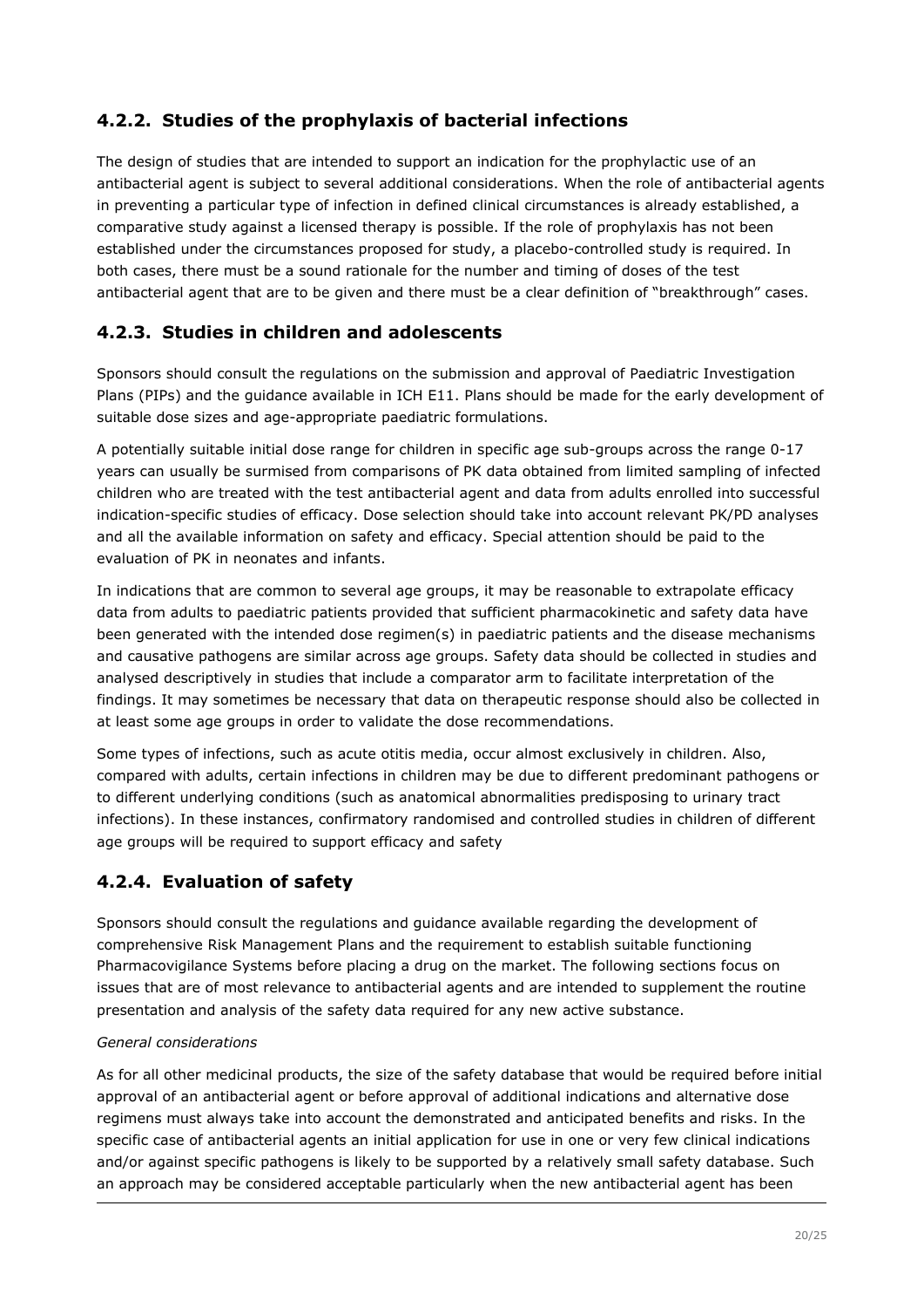### 4.2.2. Studies of the prophylaxis of bacterial infections

The design of studies that are intended to support an indication for the prophylactic use of an antibacterial agent is subject to several additional considerations. When the role of antibacterial agents in preventing a particular type of infection in defined clinical circumstances is already established, a comparative study against a licensed therapy is possible. If the role of prophylaxis has not been established under the circumstances proposed for study, a placebo-controlled study is required. In both cases, there must be a sound rationale for the number and timing of doses of the test antibacterial agent that are to be given and there must be a clear definition of "breakthrough" cases.

### 4.2.3. Studies in children and adolescents

Sponsors should consult the regulations on the submission and approval of Paediatric Investigation Plans (PIPs) and the guidance available in ICH E11. Plans should be made for the early development of suitable dose sizes and age-appropriate paediatric formulations.

A potentially suitable initial dose range for children in specific age sub-groups across the range 0-17 years can usually be surmised from comparisons of PK data obtained from limited sampling of infected children who are treated with the test antibacterial agent and data from adults enrolled into successful indication-specific studies of efficacy. Dose selection should take into account relevant PK/PD analyses and all the available information on safety and efficacy. Special attention should be paid to the evaluation of PK in neonates and infants.

In indications that are common to several age groups, it may be reasonable to extrapolate efficacy data from adults to paediatric patients provided that sufficient pharmacokinetic and safety data have been generated with the intended dose regimen(s) in paediatric patients and the disease mechanisms and causative pathogens are similar across age groups. Safety data should be collected in studies and analysed descriptively in studies that include a comparator arm to facilitate interpretation of the findings. It may sometimes be necessary that data on therapeutic response should also be collected in at least some age groups in order to validate the dose recommendations.

Some types of infections, such as acute otitis media, occur almost exclusively in children. Also, compared with adults, certain infections in children may be due to different predominant pathogens or to different underlying conditions (such as anatomical abnormalities predisposing to urinary tract infections). In these instances, confirmatory randomised and controlled studies in children of different age groups will be required to support efficacy and safety

### 4.2.4. Evaluation of safety

Sponsors should consult the regulations and guidance available regarding the development of comprehensive Risk Management Plans and the requirement to establish suitable functioning Pharmacovigilance Systems before placing a drug on the market. The following sections focus on issues that are of most relevance to antibacterial agents and are intended to supplement the routine presentation and analysis of the safety data required for any new active substance.

*General considerations*

As for all other medicinal products, the size of the safety database that would be required before initial approval of an antibacterial agent or before approval of additional indications and alternative dose regimens must always take into account the demonstrated and anticipated benefits and risks. In the specific case of antibacterial agents an initial application for use in one or very few clinical indications and/or against specific pathogens is likely to be supported by a relatively small safety database. Such an approach may be considered acceptable particularly when the new antibacterial agent has been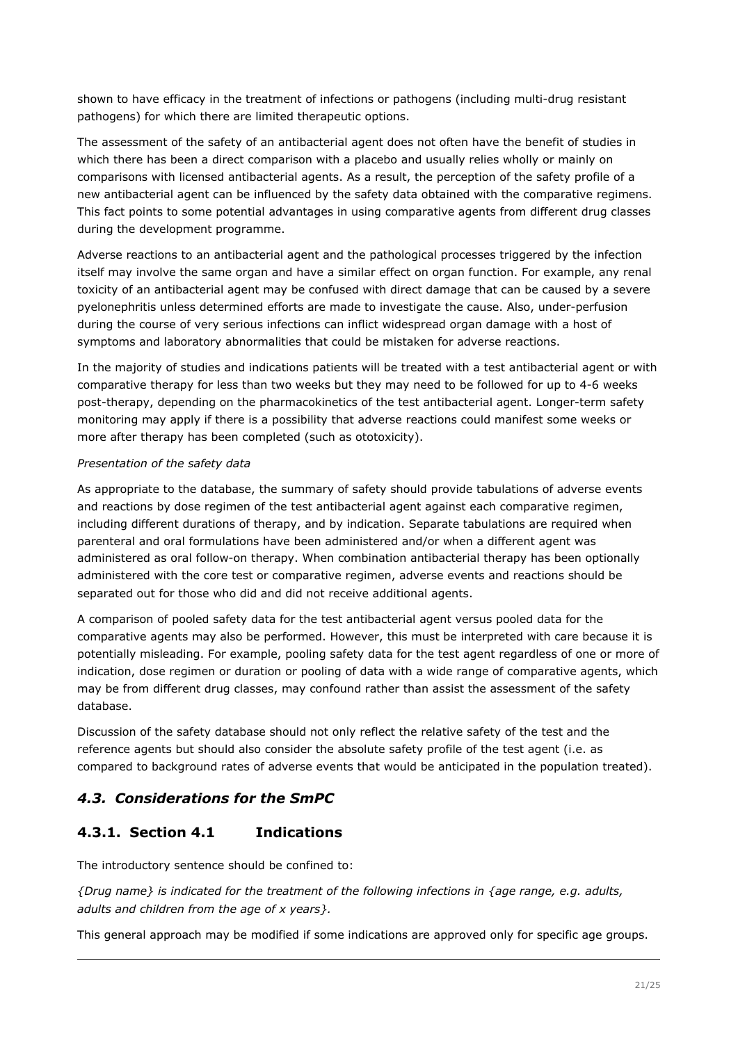shown to have efficacy in the treatment of infections or pathogens (including multi-drug resistant pathogens) for which there are limited therapeutic options.

The assessment of the safety of an antibacterial agent does not often have the benefit of studies in which there has been a direct comparison with a placebo and usually relies wholly or mainly on comparisons with licensed antibacterial agents. As a result, the perception of the safety profile of a new antibacterial agent can be influenced by the safety data obtained with the comparative regimens. This fact points to some potential advantages in using comparative agents from different drug classes during the development programme.

Adverse reactions to an antibacterial agent and the pathological processes triggered by the infection itself may involve the same organ and have a similar effect on organ function. For example, any renal toxicity of an antibacterial agent may be confused with direct damage that can be caused by a severe pyelonephritis unless determined efforts are made to investigate the cause. Also, under-perfusion during the course of very serious infections can inflict widespread organ damage with a host of symptoms and laboratory abnormalities that could be mistaken for adverse reactions.

In the majority of studies and indications patients will be treated with a test antibacterial agent or with comparative therapy for less than two weeks but they may need to be followed for up to 4-6 weeks post-therapy, depending on the pharmacokinetics of the test antibacterial agent. Longer-term safety monitoring may apply if there is a possibility that adverse reactions could manifest some weeks or more after therapy has been completed (such as ototoxicity).

*Presentation of the safety data*

As appropriate to the database, the summary of safety should provide tabulations of adverse events and reactions by dose regimen of the test antibacterial agent against each comparative regimen, including different durations of therapy, and by indication. Separate tabulations are required when parenteral and oral formulations have been administered and/or when a different agent was administered as oral follow-on therapy. When combination antibacterial therapy has been optionally administered with the core test or comparative regimen, adverse events and reactions should be separated out for those who did and did not receive additional agents.

A comparison of pooled safety data for the test antibacterial agent versus pooled data for the comparative agents may also be performed. However, this must be interpreted with care because it is potentially misleading. For example, pooling safety data for the test agent regardless of one or more of indication, dose regimen or duration or pooling of data with a wide range of comparative agents, which may be from different drug classes, may confound rather than assist the assessment of the safety database.

Discussion of the safety database should not only reflect the relative safety of the test and the reference agents but should also consider the absolute safety profile of the test agent (i.e. as compared to background rates of adverse events that would be anticipated in the population treated).

## *4.3. Considerations for the SmPC*

### 4.3.1. Section 4.1 Indications

The introductory sentence should be confined to:

*{Drug name} is indicated for the treatment of the following infections in {age range, e.g. adults, adults and children from the age of x years}.*

This general approach may be modified if some indications are approved only for specific age groups.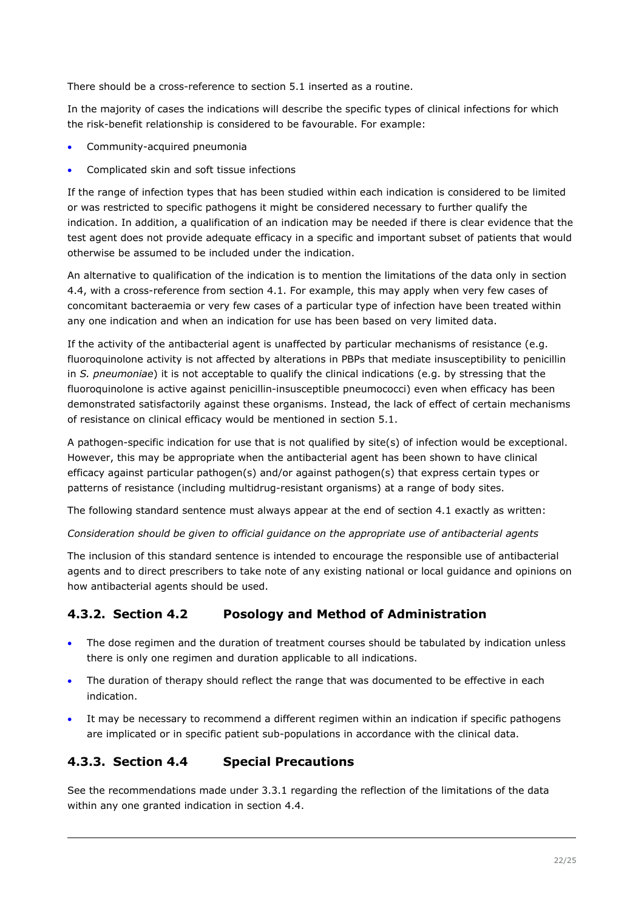There should be a cross-reference to section 5.1 inserted as a routine.

In the majority of cases the indications will describe the specific types of clinical infections for which the risk-benefit relationship is considered to be favourable. For example:

- Community-acquired pneumonia
- Complicated skin and soft tissue infections

If the range of infection types that has been studied within each indication is considered to be limited or was restricted to specific pathogens it might be considered necessary to further qualify the indication. In addition, a qualification of an indication may be needed if there is clear evidence that the test agent does not provide adequate efficacy in a specific and important subset of patients that would otherwise be assumed to be included under the indication.

An alternative to qualification of the indication is to mention the limitations of the data only in section 4.4, with a cross-reference from section 4.1. For example, this may apply when very few cases of concomitant bacteraemia or very few cases of a particular type of infection have been treated within any one indication and when an indication for use has been based on very limited data.

If the activity of the antibacterial agent is unaffected by particular mechanisms of resistance (e.g. fluoroquinolone activity is not affected by alterations in PBPs that mediate insusceptibility to penicillin in *S. pneumoniae*) it is not acceptable to qualify the clinical indications (e.g. by stressing that the fluoroquinolone is active against penicillin-insusceptible pneumococci) even when efficacy has been demonstrated satisfactorily against these organisms. Instead, the lack of effect of certain mechanisms of resistance on clinical efficacy would be mentioned in section 5.1.

A pathogen-specific indication for use that is not qualified by site(s) of infection would be exceptional. However, this may be appropriate when the antibacterial agent has been shown to have clinical efficacy against particular pathogen(s) and/or against pathogen(s) that express certain types or patterns of resistance (including multidrug-resistant organisms) at a range of body sites.

The following standard sentence must always appear at the end of section 4.1 exactly as written:

*Consideration should be given to official guidance on the appropriate use of antibacterial agents*

The inclusion of this standard sentence is intended to encourage the responsible use of antibacterial agents and to direct prescribers to take note of any existing national or local guidance and opinions on how antibacterial agents should be used.

### 4.3.2. Section 4.2 Posology and Method of Administration

- The dose regimen and the duration of treatment courses should be tabulated by indication unless there is only one regimen and duration applicable to all indications.
- The duration of therapy should reflect the range that was documented to be effective in each indication.
- It may be necessary to recommend a different regimen within an indication if specific pathogens are implicated or in specific patient sub-populations in accordance with the clinical data.

### 4.3.3. Section 4.4 Special Precautions

See the recommendations made under 3.3.1 regarding the reflection of the limitations of the data within any one granted indication in section 4.4.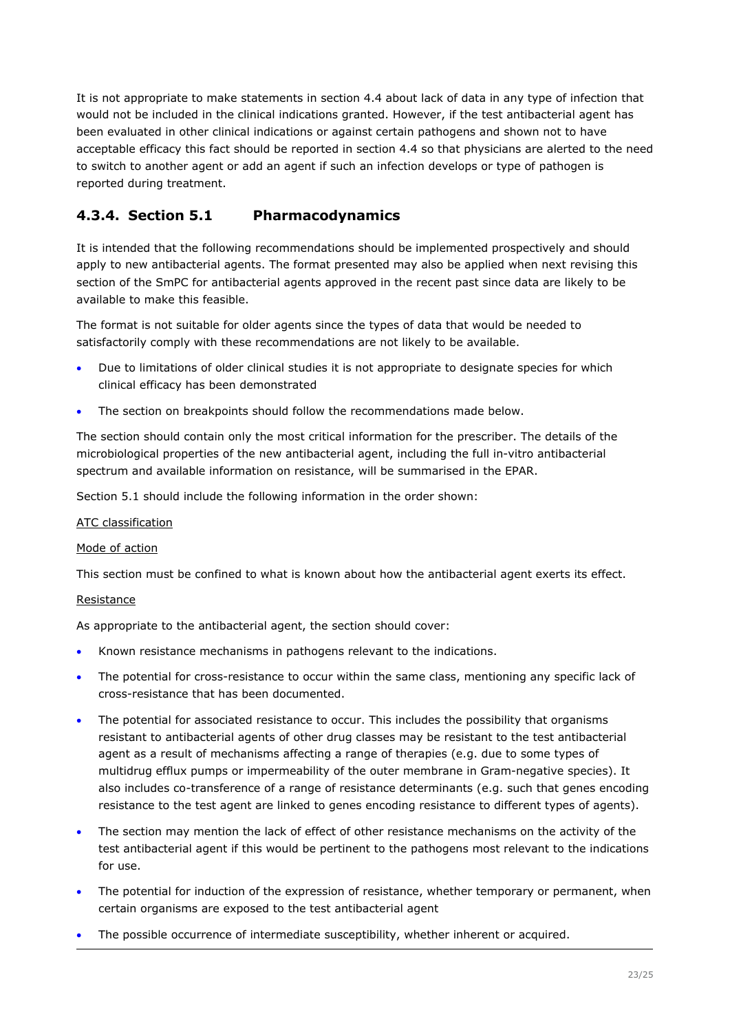It is not appropriate to make statements in section 4.4 about lack of data in any type of infection that would not be included in the clinical indications granted. However, if the test antibacterial agent has been evaluated in other clinical indications or against certain pathogens and shown not to have acceptable efficacy this fact should be reported in section 4.4 so that physicians are alerted to the need to switch to another agent or add an agent if such an infection develops or type of pathogen is reported during treatment.

### 4.3.4. Section 5.1 Pharmacodynamics

It is intended that the following recommendations should be implemented prospectively and should apply to new antibacterial agents. The format presented may also be applied when next revising this section of the SmPC for antibacterial agents approved in the recent past since data are likely to be available to make this feasible.

The format is not suitable for older agents since the types of data that would be needed to satisfactorily comply with these recommendations are not likely to be available.

- Due to limitations of older clinical studies it is not appropriate to designate species for which clinical efficacy has been demonstrated
- The section on breakpoints should follow the recommendations made below.

The section should contain only the most critical information for the prescriber. The details of the microbiological properties of the new antibacterial agent, including the full in-vitro antibacterial spectrum and available information on resistance, will be summarised in the EPAR.

Section 5.1 should include the following information in the order shown:

<u>ATC classification</u>

<u>Mode of action</u>

This section must be confined to what is known about how the antibacterial agent exerts its effect.

<u>Resistance</u>

As appropriate to the antibacterial agent, the section should cover:

- Known resistance mechanisms in pathogens relevant to the indications.
- The potential for cross-resistance to occur within the same class, mentioning any specific lack of cross-resistance that has been documented.
- The potential for associated resistance to occur. This includes the possibility that organisms resistant to antibacterial agents of other drug classes may be resistant to the test antibacterial agent as a result of mechanisms affecting a range of therapies (e.g. due to some types of multidrug efflux pumps or impermeability of the outer membrane in Gram-negative species). It also includes co-transference of a range of resistance determinants (e.g. such that genes encoding resistance to the test agent are linked to genes encoding resistance to different types of agents).
- The section may mention the lack of effect of other resistance mechanisms on the activity of the test antibacterial agent if this would be pertinent to the pathogens most relevant to the indications for use.
- The potential for induction of the expression of resistance, whether temporary or permanent, when certain organisms are exposed to the test antibacterial agent
- The possible occurrence of intermediate susceptibility, whether inherent or acquired.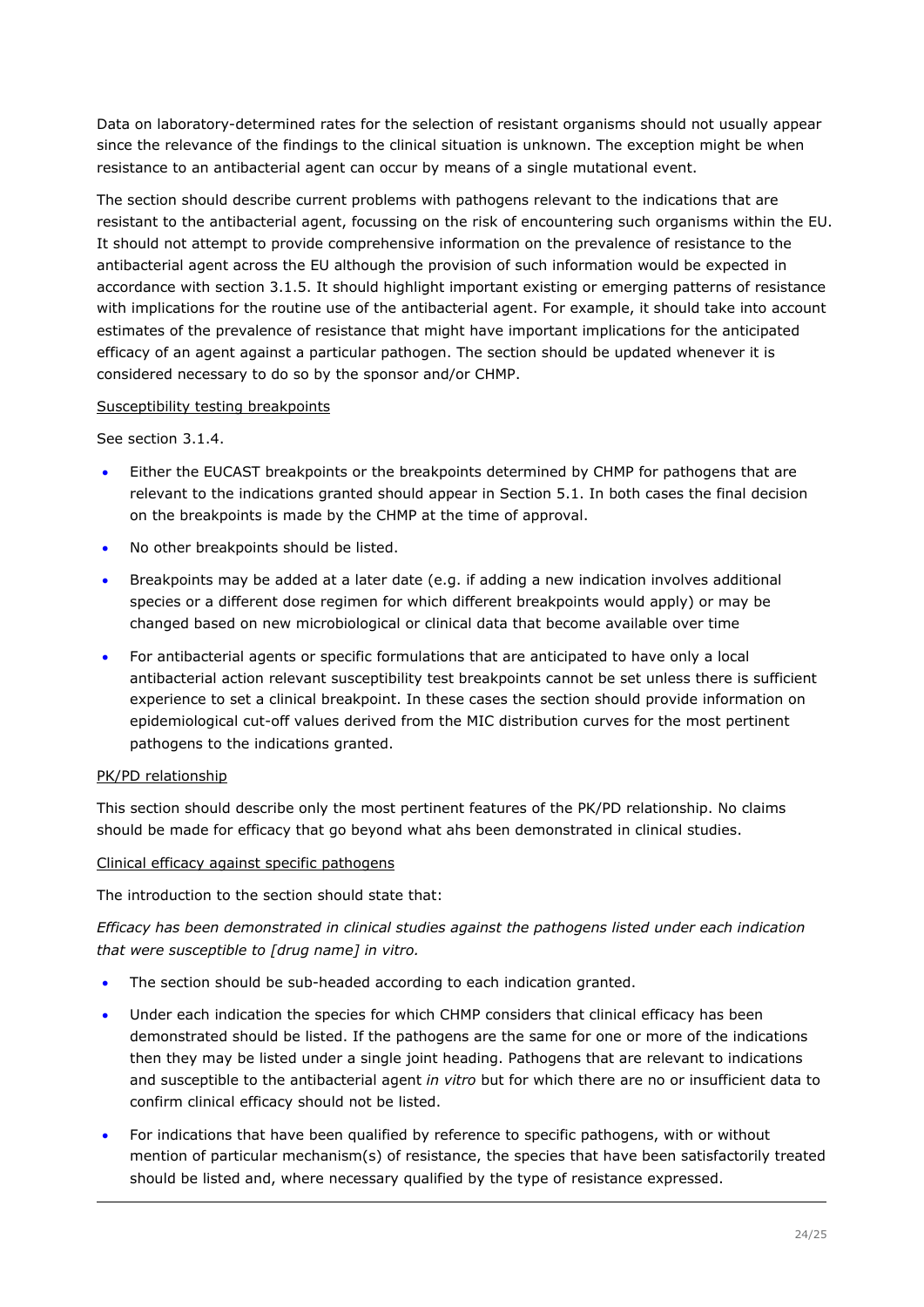Data on laboratory-determined rates for the selection of resistant organisms should not usually appear since the relevance of the findings to the clinical situation is unknown. The exception might be when resistance to an antibacterial agent can occur by means of a single mutational event.

The section should describe current problems with pathogens relevant to the indications that are resistant to the antibacterial agent, focussing on the risk of encountering such organisms within the EU. It should not attempt to provide comprehensive information on the prevalence of resistance to the antibacterial agent across the EU although the provision of such information would be expected in accordance with section 3.1.5. It should highlight important existing or emerging patterns of resistance with implications for the routine use of the antibacterial agent. For example, it should take into account estimates of the prevalence of resistance that might have important implications for the anticipated efficacy of an agent against a particular pathogen. The section should be updated whenever it is considered necessary to do so by the sponsor and/or CHMP.

Susceptibility testing breakpoints

See section 3.1.4.

- Either the EUCAST breakpoints or the breakpoints determined by CHMP for pathogens that are relevant to the indications granted should appear in Section 5.1. In both cases the final decision on the breakpoints is made by the CHMP at the time of approval.
- No other breakpoints should be listed.
- Breakpoints may be added at a later date (e.g. if adding a new indication involves additional species or a different dose regimen for which different breakpoints would apply) or may be changed based on new microbiological or clinical data that become available over time
- For antibacterial agents or specific formulations that are anticipated to have only a local antibacterial action relevant susceptibility test breakpoints cannot be set unless there is sufficient experience to set a clinical breakpoint. In these cases the section should provide information on epidemiological cut-off values derived from the MIC distribution curves for the most pertinent pathogens to the indications granted.

PK/PD relationship

This section should describe only the most pertinent features of the PK/PD relationship. No claims should be made for efficacy that go beyond what ahs been demonstrated in clinical studies.

Clinical efficacy against specific pathogens

The introduction to the section should state that:

*Efficacy has been demonstrated in clinical studies against the pathogens listed under each indication that were susceptible to [drug name] in vitro.*

- The section should be sub-headed according to each indication granted.
- Under each indication the species for which CHMP considers that clinical efficacy has been demonstrated should be listed. If the pathogens are the same for one or more of the indications then they may be listed under a single joint heading. Pathogens that are relevant to indications and susceptible to the antibacterial agent *in vitro* but for which there are no or insufficient data to confirm clinical efficacy should not be listed.
- For indications that have been qualified by reference to specific pathogens, with or without mention of particular mechanism(s) of resistance, the species that have been satisfactorily treated should be listed and, where necessary qualified by the type of resistance expressed.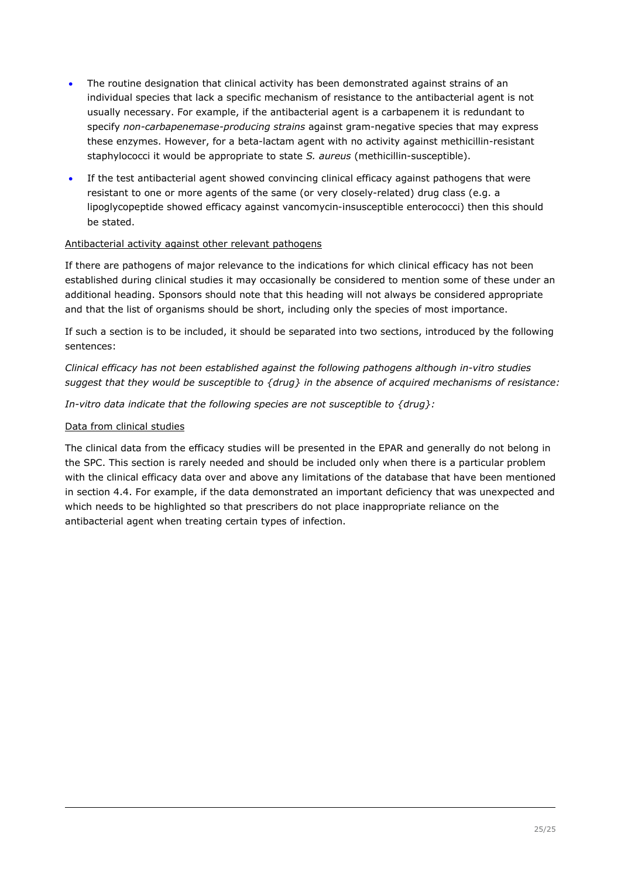- The routine designation that clinical activity has been demonstrated against strains of an individual species that lack a specific mechanism of resistance to the antibacterial agent is not usually necessary. For example, if the antibacterial agent is a carbapenem it is redundant to specify *non-carbapenemase-producing strains* against gram-negative species that may express these enzymes. However, for a beta-lactam agent with no activity against methicillin-resistant staphylococci it would be appropriate to state *S. aureus* (methicillin-susceptible).
- If the test antibacterial agent showed convincing clinical efficacy against pathogens that were resistant to one or more agents of the same (or very closely-related) drug class (e.g. a lipoglycopeptide showed efficacy against vancomycin-insusceptible enterococci) then this should be stated.

<u>Antibacterial activity against other relevant pathogens</u>

If there are pathogens of major relevance to the indications for which clinical efficacy has not been established during clinical studies it may occasionally be considered to mention some of these under an additional heading. Sponsors should note that this heading will not always be considered appropriate and that the list of organisms should be short, including only the species of most importance.

If such a section is to be included, it should be separated into two sections, introduced by the following sentences:

*Clinical efficacy has not been established against the following pathogens although in-vitro studies suggest that they would be susceptible to {drug} in the absence of acquired mechanisms of resistance:*

*In-vitro data indicate that the following species are not susceptible to {drug}:*

<u>Data from clinical studies</u>

The clinical data from the efficacy studies will be presented in the EPAR and generally do not belong in the SPC. This section is rarely needed and should be included only when there is a particular problem with the clinical efficacy data over and above any limitations of the database that have been mentioned in section 4.4. For example, if the data demonstrated an important deficiency that was unexpected and which needs to be highlighted so that prescribers do not place inappropriate reliance on the antibacterial agent when treating certain types of infection.